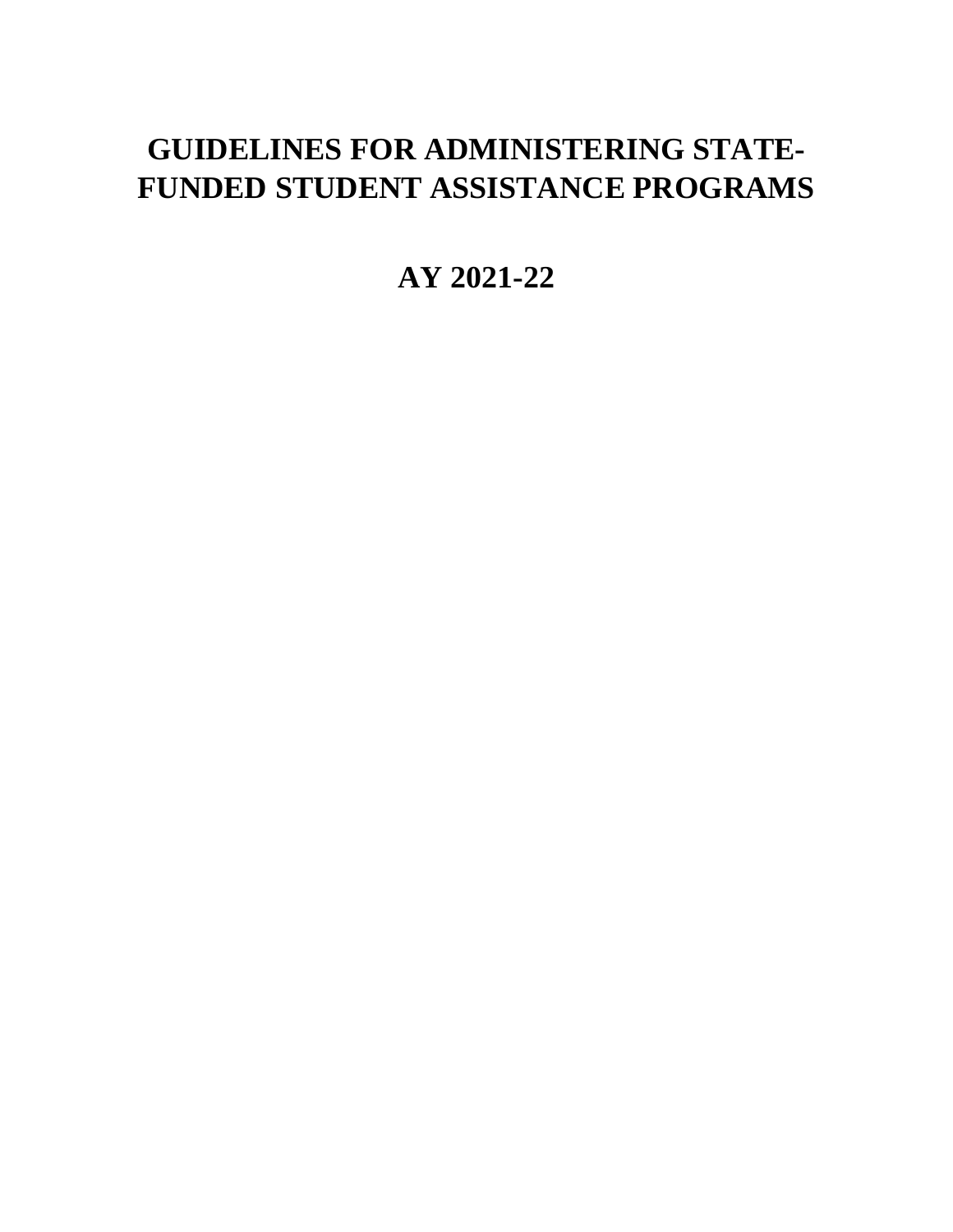# GUIDELINES FOR ADMINISTERING STATE-FUNDED STUDENT ASSISTANCE PROGRAMS

## AY 2021-22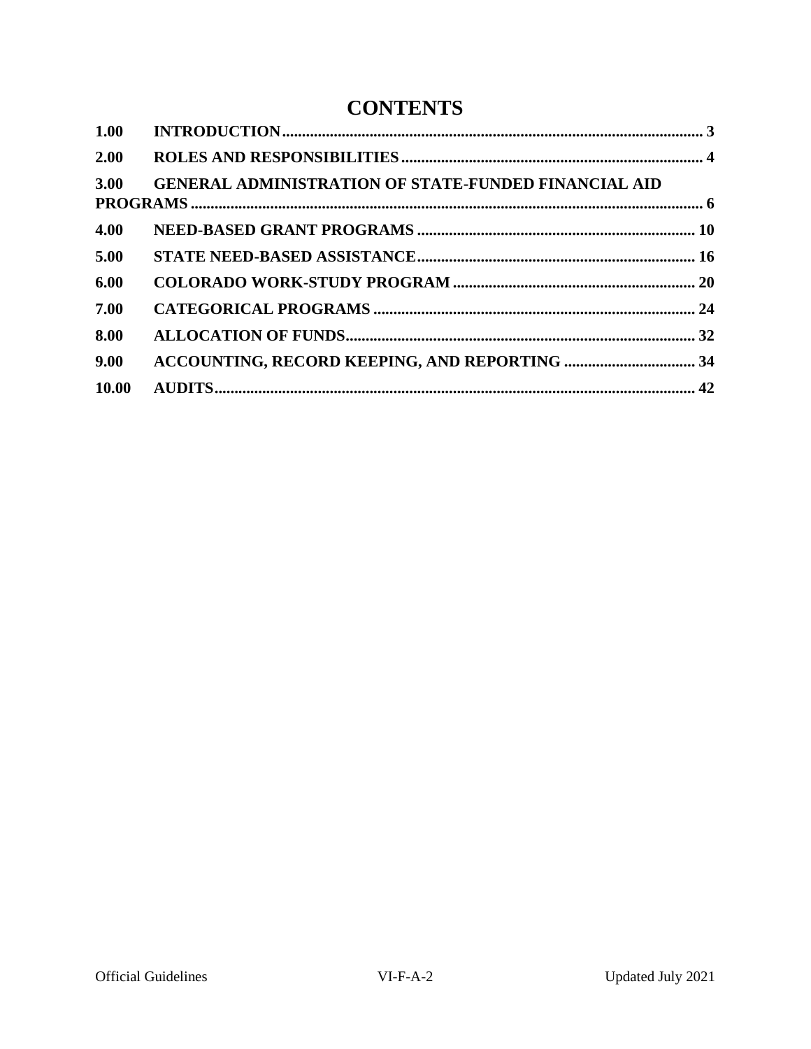# CONTENTS

| | | |
|---|---|---|
| **1.00** | **INTRODUCTION** | **3** |
| **2.00** | **ROLES AND RESPONSIBILITIES** | **4** |
| **3.00** | **GENERAL ADMINISTRATION OF STATE-FUNDED FINANCIAL AID PROGRAMS** | **6** |
| **4.00** | **NEED-BASED GRANT PROGRAMS** | **10** |
| **5.00** | **STATE NEED-BASED ASSISTANCE** | **16** |
| **6.00** | **COLORADO WORK-STUDY PROGRAM** | **20** |
| **7.00** | **CATEGORICAL PROGRAMS** | **24** |
| **8.00** | **ALLOCATION OF FUNDS** | **32** |
| **9.00** | **ACCOUNTING, RECORD KEEPING, AND REPORTING** | **34** |
| **10.00** | **AUDITS** | **42** |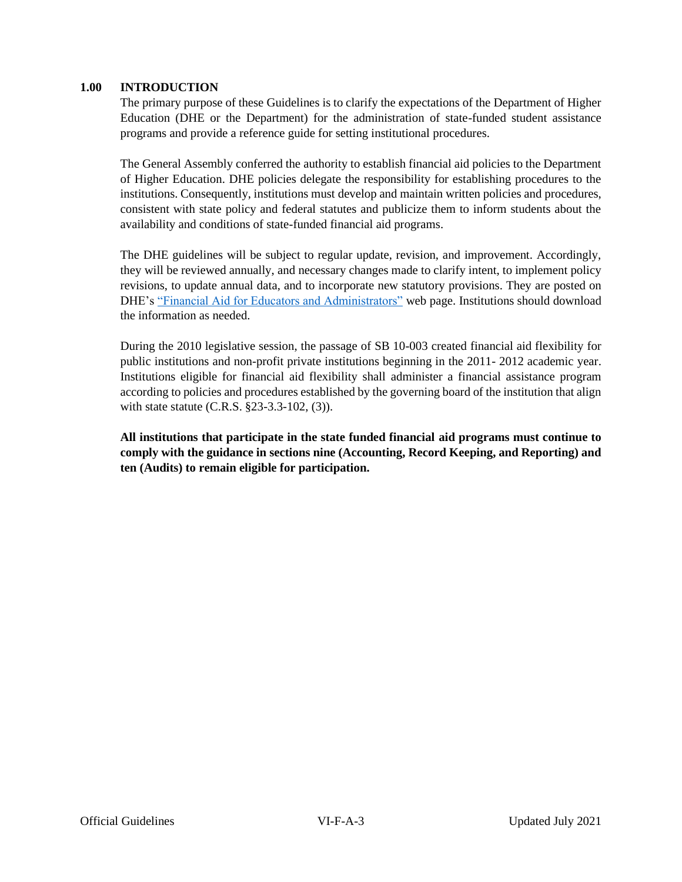## 1.00 INTRODUCTION

The primary purpose of these Guidelines is to clarify the expectations of the Department of Higher Education (DHE or the Department) for the administration of state-funded student assistance programs and provide a reference guide for setting institutional procedures.

The General Assembly conferred the authority to establish financial aid policies to the Department of Higher Education. DHE policies delegate the responsibility for establishing procedures to the institutions. Consequently, institutions must develop and maintain written policies and procedures, consistent with state policy and federal statutes and publicize them to inform students about the availability and conditions of state-funded financial aid programs.

The DHE guidelines will be subject to regular update, revision, and improvement. Accordingly, they will be reviewed annually, and necessary changes made to clarify intent, to implement policy revisions, to update annual data, and to incorporate new statutory provisions. They are posted on DHE's "Financial Aid for Educators and Administrators" web page. Institutions should download the information as needed.

During the 2010 legislative session, the passage of SB 10-003 created financial aid flexibility for public institutions and non-profit private institutions beginning in the 2011- 2012 academic year. Institutions eligible for financial aid flexibility shall administer a financial assistance program according to policies and procedures established by the governing board of the institution that align with state statute (C.R.S. §23-3.3-102, (3)).

**All institutions that participate in the state funded financial aid programs must continue to comply with the guidance in sections nine (Accounting, Record Keeping, and Reporting) and ten (Audits) to remain eligible for participation.**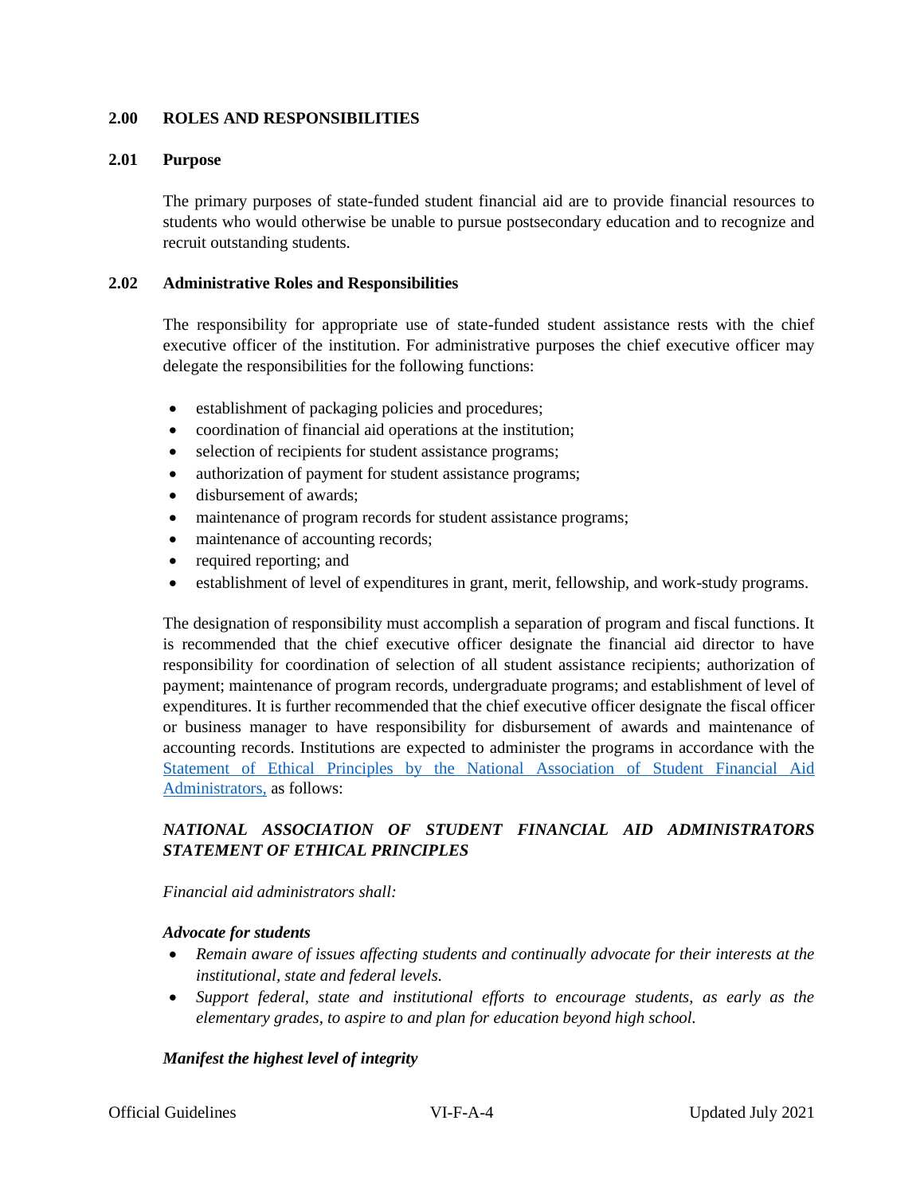## 2.00 ROLES AND RESPONSIBILITIES

### 2.01 Purpose

The primary purposes of state-funded student financial aid are to provide financial resources to students who would otherwise be unable to pursue postsecondary education and to recognize and recruit outstanding students.

### 2.02 Administrative Roles and Responsibilities

The responsibility for appropriate use of state-funded student assistance rests with the chief executive officer of the institution. For administrative purposes the chief executive officer may delegate the responsibilities for the following functions:

- establishment of packaging policies and procedures;
- coordination of financial aid operations at the institution;
- selection of recipients for student assistance programs;
- authorization of payment for student assistance programs;
- disbursement of awards;
- maintenance of program records for student assistance programs;
- maintenance of accounting records;
- required reporting; and
- establishment of level of expenditures in grant, merit, fellowship, and work-study programs.

The designation of responsibility must accomplish a separation of program and fiscal functions. It is recommended that the chief executive officer designate the financial aid director to have responsibility for coordination of selection of all student assistance recipients; authorization of payment; maintenance of program records, undergraduate programs; and establishment of level of expenditures. It is further recommended that the chief executive officer designate the fiscal officer or business manager to have responsibility for disbursement of awards and maintenance of accounting records. Institutions are expected to administer the programs in accordance with the Statement of Ethical Principles by the National Association of Student Financial Aid Administrators, as follows:

***NATIONAL ASSOCIATION OF STUDENT FINANCIAL AID ADMINISTRATORS STATEMENT OF ETHICAL PRINCIPLES***

*Financial aid administrators shall:*

***Advocate for students***

- *Remain aware of issues affecting students and continually advocate for their interests at the institutional, state and federal levels.*
- *Support federal, state and institutional efforts to encourage students, as early as the elementary grades, to aspire to and plan for education beyond high school.*

***Manifest the highest level of integrity***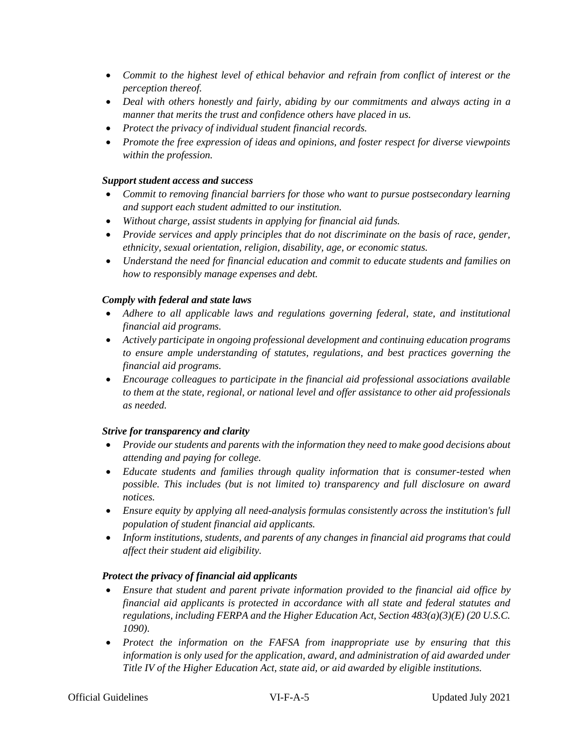- *Commit to the highest level of ethical behavior and refrain from conflict of interest or the perception thereof.*
- *Deal with others honestly and fairly, abiding by our commitments and always acting in a manner that merits the trust and confidence others have placed in us.*
- *Protect the privacy of individual student financial records.*
- *Promote the free expression of ideas and opinions, and foster respect for diverse viewpoints within the profession.*

***Support student access and success***

- *Commit to removing financial barriers for those who want to pursue postsecondary learning and support each student admitted to our institution.*
- *Without charge, assist students in applying for financial aid funds.*
- *Provide services and apply principles that do not discriminate on the basis of race, gender, ethnicity, sexual orientation, religion, disability, age, or economic status.*
- *Understand the need for financial education and commit to educate students and families on how to responsibly manage expenses and debt.*

***Comply with federal and state laws***

- *Adhere to all applicable laws and regulations governing federal, state, and institutional financial aid programs.*
- *Actively participate in ongoing professional development and continuing education programs to ensure ample understanding of statutes, regulations, and best practices governing the financial aid programs.*
- *Encourage colleagues to participate in the financial aid professional associations available to them at the state, regional, or national level and offer assistance to other aid professionals as needed.*

***Strive for transparency and clarity***

- *Provide our students and parents with the information they need to make good decisions about attending and paying for college.*
- *Educate students and families through quality information that is consumer-tested when possible. This includes (but is not limited to) transparency and full disclosure on award notices.*
- *Ensure equity by applying all need-analysis formulas consistently across the institution's full population of student financial aid applicants.*
- *Inform institutions, students, and parents of any changes in financial aid programs that could affect their student aid eligibility.*

***Protect the privacy of financial aid applicants***

- *Ensure that student and parent private information provided to the financial aid office by financial aid applicants is protected in accordance with all state and federal statutes and regulations, including FERPA and the Higher Education Act, Section 483(a)(3)(E) (20 U.S.C. 1090).*
- *Protect the information on the FAFSA from inappropriate use by ensuring that this information is only used for the application, award, and administration of aid awarded under Title IV of the Higher Education Act, state aid, or aid awarded by eligible institutions.*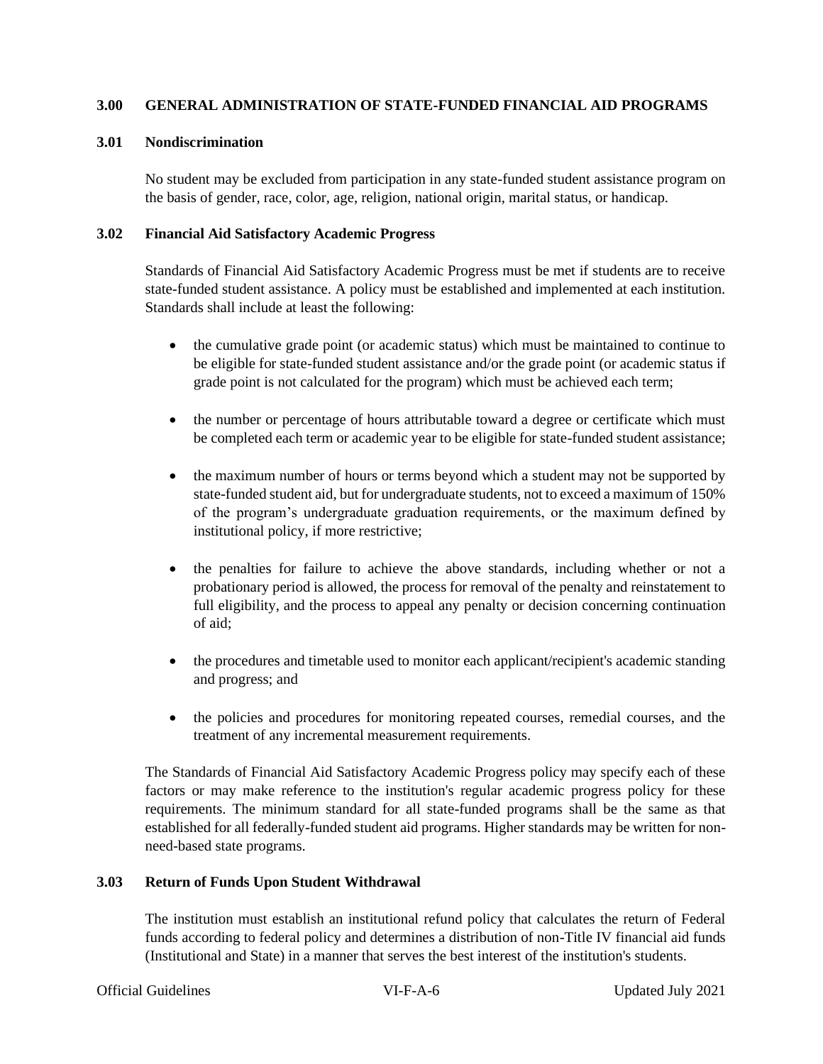## 3.00 GENERAL ADMINISTRATION OF STATE-FUNDED FINANCIAL AID PROGRAMS

### 3.01 Nondiscrimination

No student may be excluded from participation in any state-funded student assistance program on the basis of gender, race, color, age, religion, national origin, marital status, or handicap.

### 3.02 Financial Aid Satisfactory Academic Progress

Standards of Financial Aid Satisfactory Academic Progress must be met if students are to receive state-funded student assistance. A policy must be established and implemented at each institution. Standards shall include at least the following:

- the cumulative grade point (or academic status) which must be maintained to continue to be eligible for state-funded student assistance and/or the grade point (or academic status if grade point is not calculated for the program) which must be achieved each term;
- the number or percentage of hours attributable toward a degree or certificate which must be completed each term or academic year to be eligible for state-funded student assistance;
- the maximum number of hours or terms beyond which a student may not be supported by state-funded student aid, but for undergraduate students, not to exceed a maximum of 150% of the program's undergraduate graduation requirements, or the maximum defined by institutional policy, if more restrictive;
- the penalties for failure to achieve the above standards, including whether or not a probationary period is allowed, the process for removal of the penalty and reinstatement to full eligibility, and the process to appeal any penalty or decision concerning continuation of aid;
- the procedures and timetable used to monitor each applicant/recipient's academic standing and progress; and
- the policies and procedures for monitoring repeated courses, remedial courses, and the treatment of any incremental measurement requirements.

The Standards of Financial Aid Satisfactory Academic Progress policy may specify each of these factors or may make reference to the institution's regular academic progress policy for these requirements. The minimum standard for all state-funded programs shall be the same as that established for all federally-funded student aid programs. Higher standards may be written for non-need-based state programs.

### 3.03 Return of Funds Upon Student Withdrawal

The institution must establish an institutional refund policy that calculates the return of Federal funds according to federal policy and determines a distribution of non-Title IV financial aid funds (Institutional and State) in a manner that serves the best interest of the institution's students.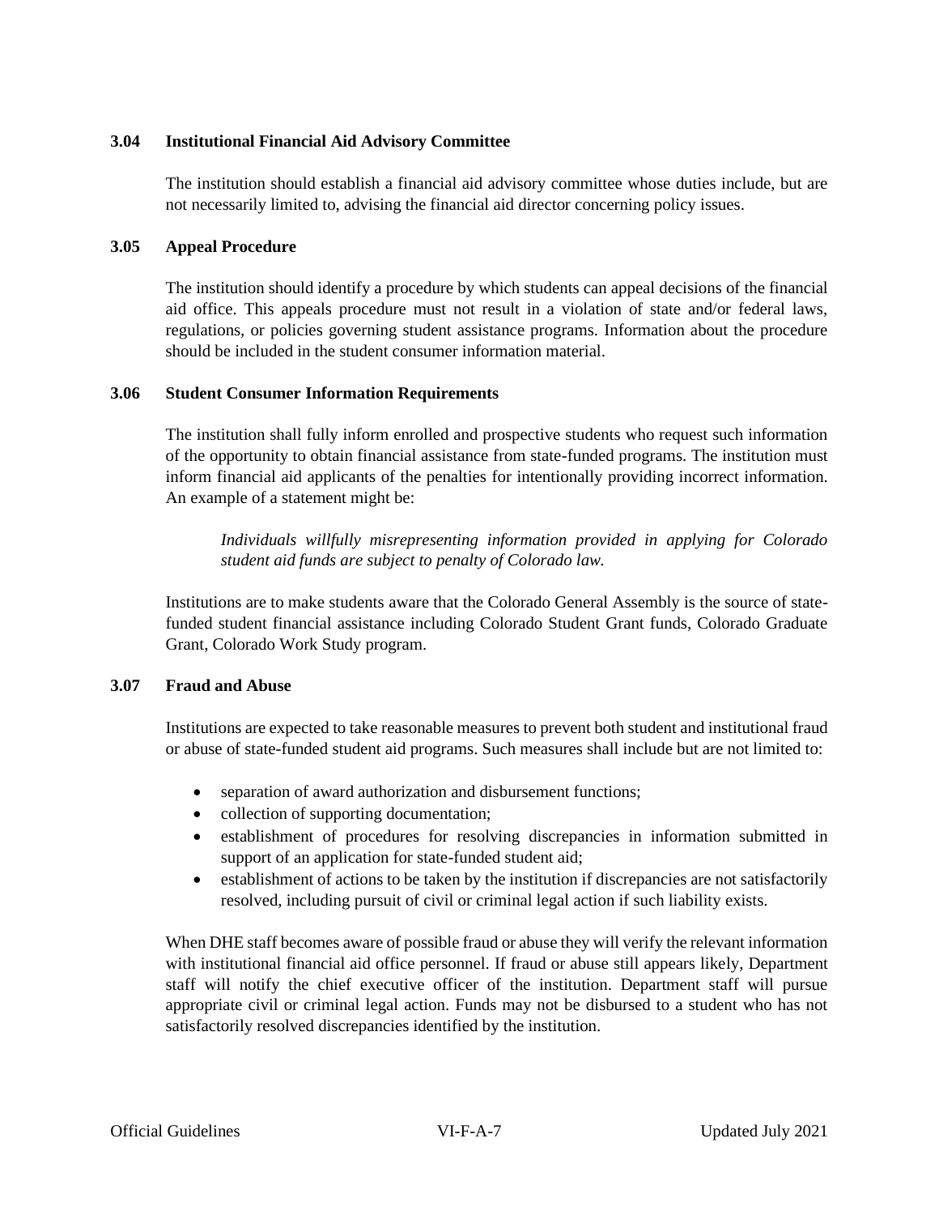### 3.04 Institutional Financial Aid Advisory Committee

The institution should establish a financial aid advisory committee whose duties include, but are not necessarily limited to, advising the financial aid director concerning policy issues.

### 3.05 Appeal Procedure

The institution should identify a procedure by which students can appeal decisions of the financial aid office. This appeals procedure must not result in a violation of state and/or federal laws, regulations, or policies governing student assistance programs. Information about the procedure should be included in the student consumer information material.

### 3.06 Student Consumer Information Requirements

The institution shall fully inform enrolled and prospective students who request such information of the opportunity to obtain financial assistance from state-funded programs. The institution must inform financial aid applicants of the penalties for intentionally providing incorrect information. An example of a statement might be:

> *Individuals willfully misrepresenting information provided in applying for Colorado student aid funds are subject to penalty of Colorado law.*

Institutions are to make students aware that the Colorado General Assembly is the source of state-funded student financial assistance including Colorado Student Grant funds, Colorado Graduate Grant, Colorado Work Study program.

### 3.07 Fraud and Abuse

Institutions are expected to take reasonable measures to prevent both student and institutional fraud or abuse of state-funded student aid programs. Such measures shall include but are not limited to:

- separation of award authorization and disbursement functions;
- collection of supporting documentation;
- establishment of procedures for resolving discrepancies in information submitted in support of an application for state-funded student aid;
- establishment of actions to be taken by the institution if discrepancies are not satisfactorily resolved, including pursuit of civil or criminal legal action if such liability exists.

When DHE staff becomes aware of possible fraud or abuse they will verify the relevant information with institutional financial aid office personnel. If fraud or abuse still appears likely, Department staff will notify the chief executive officer of the institution. Department staff will pursue appropriate civil or criminal legal action. Funds may not be disbursed to a student who has not satisfactorily resolved discrepancies identified by the institution.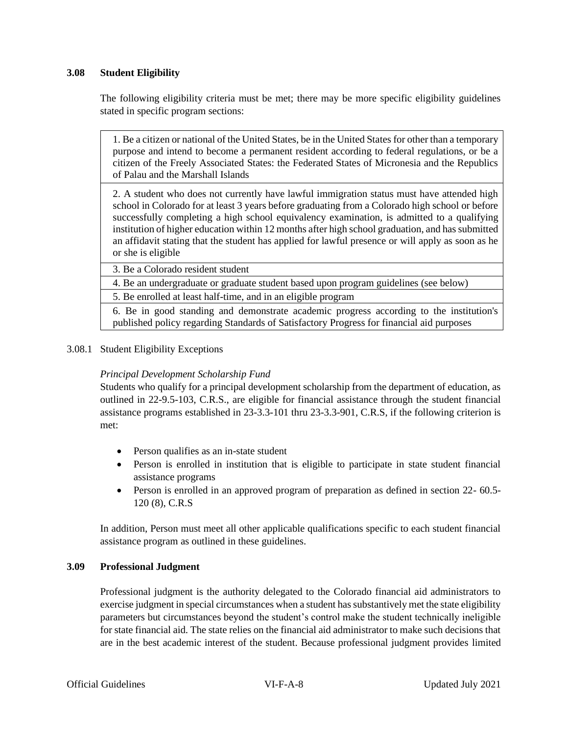### 3.08 Student Eligibility

The following eligibility criteria must be met; there may be more specific eligibility guidelines stated in specific program sections:

| |
|---|
| 1. Be a citizen or national of the United States, be in the United States for other than a temporary purpose and intend to become a permanent resident according to federal regulations, or be a citizen of the Freely Associated States: the Federated States of Micronesia and the Republics of Palau and the Marshall Islands |
| 2. A student who does not currently have lawful immigration status must have attended high school in Colorado for at least 3 years before graduating from a Colorado high school or before successfully completing a high school equivalency examination, is admitted to a qualifying institution of higher education within 12 months after high school graduation, and has submitted an affidavit stating that the student has applied for lawful presence or will apply as soon as he or she is eligible |
| 3. Be a Colorado resident student |
| 4. Be an undergraduate or graduate student based upon program guidelines (see below) |
| 5. Be enrolled at least half-time, and in an eligible program |
| 6. Be in good standing and demonstrate academic progress according to the institution's published policy regarding Standards of Satisfactory Progress for financial aid purposes |

#### 3.08.1 Student Eligibility Exceptions

*Principal Development Scholarship Fund*

Students who qualify for a principal development scholarship from the department of education, as outlined in 22-9.5-103, C.R.S., are eligible for financial assistance through the student financial assistance programs established in 23-3.3-101 thru 23-3.3-901, C.R.S, if the following criterion is met:

- Person qualifies as an in-state student
- Person is enrolled in institution that is eligible to participate in state student financial assistance programs
- Person is enrolled in an approved program of preparation as defined in section 22- 60.5-120 (8), C.R.S

In addition, Person must meet all other applicable qualifications specific to each student financial assistance program as outlined in these guidelines.

### 3.09 Professional Judgment

Professional judgment is the authority delegated to the Colorado financial aid administrators to exercise judgment in special circumstances when a student has substantively met the state eligibility parameters but circumstances beyond the student's control make the student technically ineligible for state financial aid. The state relies on the financial aid administrator to make such decisions that are in the best academic interest of the student. Because professional judgment provides limited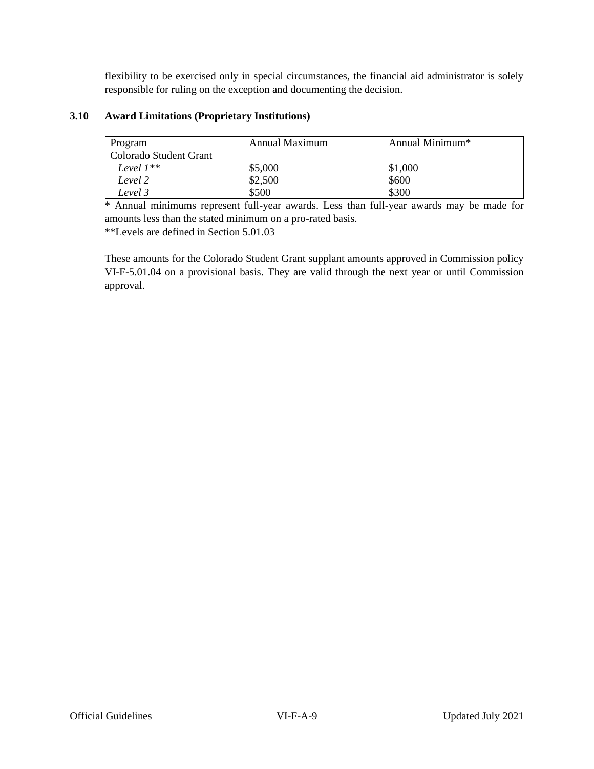flexibility to be exercised only in special circumstances, the financial aid administrator is solely responsible for ruling on the exception and documenting the decision.

### 3.10 Award Limitations (Proprietary Institutions)

| Program | Annual Maximum | Annual Minimum* |
| --- | --- | --- |
| Colorado Student Grant | | |
| *Level 1*** | $5,000 | $1,000 |
| *Level 2* | $2,500 | $600 |
| *Level 3* | $500 | $300 |

\* Annual minimums represent full-year awards. Less than full-year awards may be made for amounts less than the stated minimum on a pro-rated basis.

**Levels are defined in Section 5.01.03

These amounts for the Colorado Student Grant supplant amounts approved in Commission policy VI-F-5.01.04 on a provisional basis. They are valid through the next year or until Commission approval.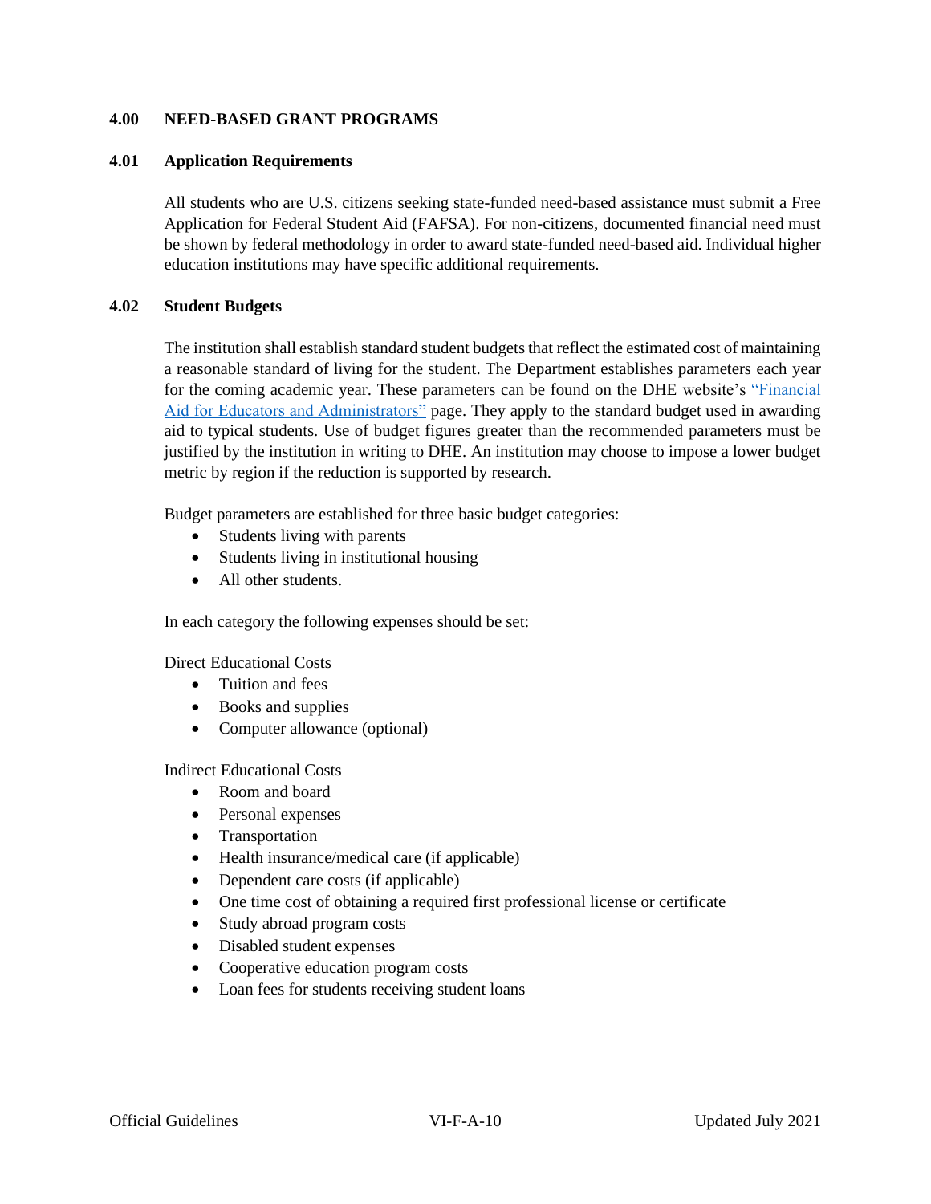## 4.00 NEED-BASED GRANT PROGRAMS

### 4.01 Application Requirements

All students who are U.S. citizens seeking state-funded need-based assistance must submit a Free Application for Federal Student Aid (FAFSA). For non-citizens, documented financial need must be shown by federal methodology in order to award state-funded need-based aid. Individual higher education institutions may have specific additional requirements.

### 4.02 Student Budgets

The institution shall establish standard student budgets that reflect the estimated cost of maintaining a reasonable standard of living for the student. The Department establishes parameters each year for the coming academic year. These parameters can be found on the DHE website's "Financial Aid for Educators and Administrators" page. They apply to the standard budget used in awarding aid to typical students. Use of budget figures greater than the recommended parameters must be justified by the institution in writing to DHE. An institution may choose to impose a lower budget metric by region if the reduction is supported by research.

Budget parameters are established for three basic budget categories:

- Students living with parents
- Students living in institutional housing
- All other students.

In each category the following expenses should be set:

Direct Educational Costs

- Tuition and fees
- Books and supplies
- Computer allowance (optional)

Indirect Educational Costs

- Room and board
- Personal expenses
- Transportation
- Health insurance/medical care (if applicable)
- Dependent care costs (if applicable)
- One time cost of obtaining a required first professional license or certificate
- Study abroad program costs
- Disabled student expenses
- Cooperative education program costs
- Loan fees for students receiving student loans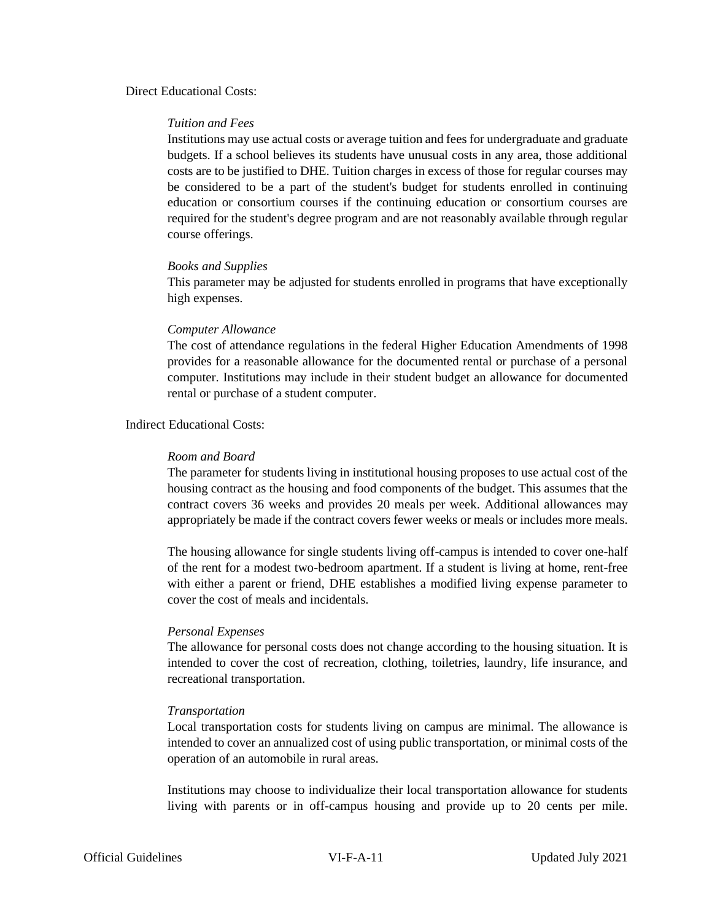Direct Educational Costs:

*Tuition and Fees*
Institutions may use actual costs or average tuition and fees for undergraduate and graduate budgets. If a school believes its students have unusual costs in any area, those additional costs are to be justified to DHE. Tuition charges in excess of those for regular courses may be considered to be a part of the student's budget for students enrolled in continuing education or consortium courses if the continuing education or consortium courses are required for the student's degree program and are not reasonably available through regular course offerings.

*Books and Supplies*
This parameter may be adjusted for students enrolled in programs that have exceptionally high expenses.

*Computer Allowance*
The cost of attendance regulations in the federal Higher Education Amendments of 1998 provides for a reasonable allowance for the documented rental or purchase of a personal computer. Institutions may include in their student budget an allowance for documented rental or purchase of a student computer.

Indirect Educational Costs:

*Room and Board*
The parameter for students living in institutional housing proposes to use actual cost of the housing contract as the housing and food components of the budget. This assumes that the contract covers 36 weeks and provides 20 meals per week. Additional allowances may appropriately be made if the contract covers fewer weeks or meals or includes more meals.

The housing allowance for single students living off-campus is intended to cover one-half of the rent for a modest two-bedroom apartment. If a student is living at home, rent-free with either a parent or friend, DHE establishes a modified living expense parameter to cover the cost of meals and incidentals.

*Personal Expenses*
The allowance for personal costs does not change according to the housing situation. It is intended to cover the cost of recreation, clothing, toiletries, laundry, life insurance, and recreational transportation.

*Transportation*
Local transportation costs for students living on campus are minimal. The allowance is intended to cover an annualized cost of using public transportation, or minimal costs of the operation of an automobile in rural areas.

Institutions may choose to individualize their local transportation allowance for students living with parents or in off-campus housing and provide up to 20 cents per mile.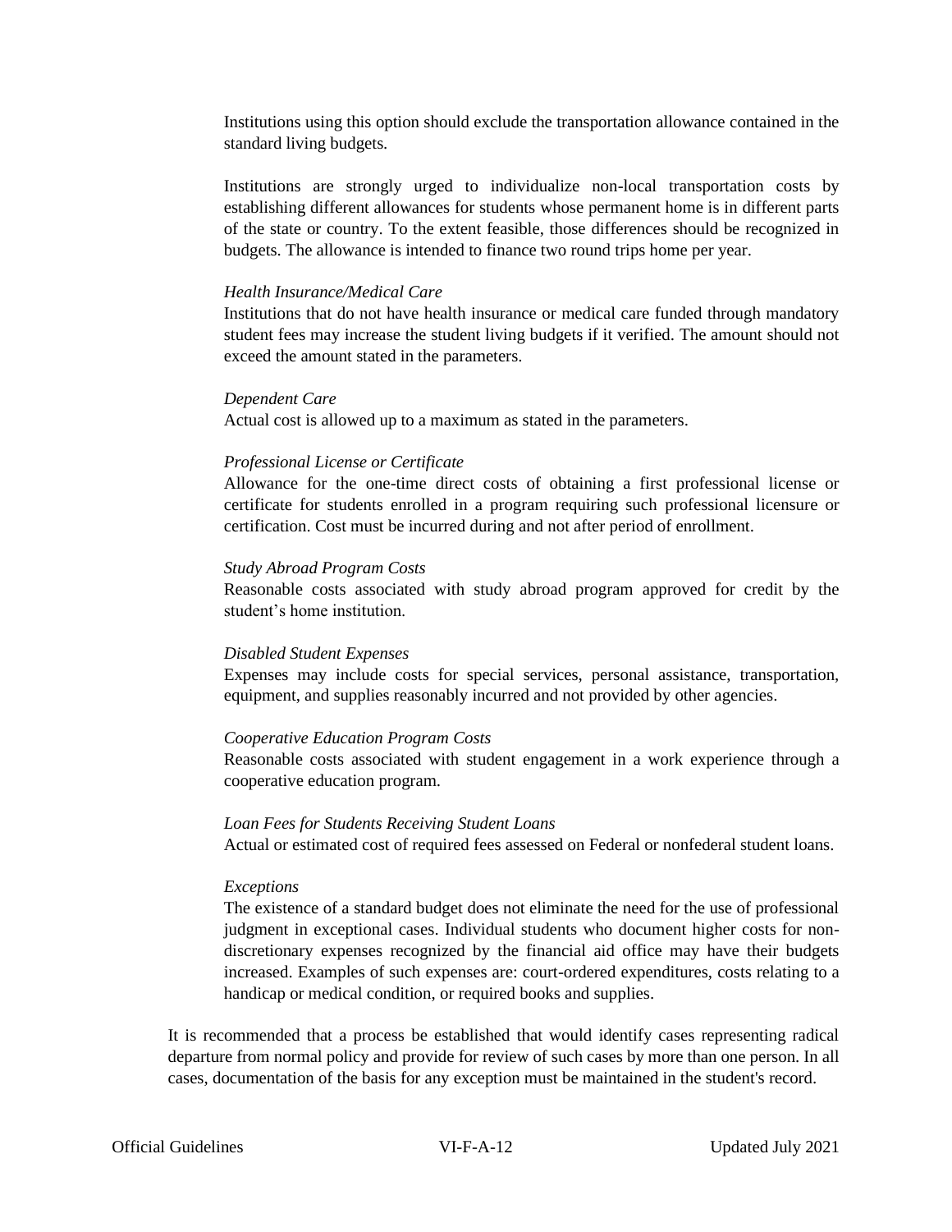Institutions using this option should exclude the transportation allowance contained in the standard living budgets.

Institutions are strongly urged to individualize non-local transportation costs by establishing different allowances for students whose permanent home is in different parts of the state or country. To the extent feasible, those differences should be recognized in budgets. The allowance is intended to finance two round trips home per year.

*Health Insurance/Medical Care*
Institutions that do not have health insurance or medical care funded through mandatory student fees may increase the student living budgets if it verified. The amount should not exceed the amount stated in the parameters.

*Dependent Care*
Actual cost is allowed up to a maximum as stated in the parameters.

*Professional License or Certificate*
Allowance for the one-time direct costs of obtaining a first professional license or certificate for students enrolled in a program requiring such professional licensure or certification. Cost must be incurred during and not after period of enrollment.

*Study Abroad Program Costs*
Reasonable costs associated with study abroad program approved for credit by the student's home institution.

*Disabled Student Expenses*
Expenses may include costs for special services, personal assistance, transportation, equipment, and supplies reasonably incurred and not provided by other agencies.

*Cooperative Education Program Costs*
Reasonable costs associated with student engagement in a work experience through a cooperative education program.

*Loan Fees for Students Receiving Student Loans*
Actual or estimated cost of required fees assessed on Federal or nonfederal student loans.

*Exceptions*
The existence of a standard budget does not eliminate the need for the use of professional judgment in exceptional cases. Individual students who document higher costs for non-discretionary expenses recognized by the financial aid office may have their budgets increased. Examples of such expenses are: court-ordered expenditures, costs relating to a handicap or medical condition, or required books and supplies.

It is recommended that a process be established that would identify cases representing radical departure from normal policy and provide for review of such cases by more than one person. In all cases, documentation of the basis for any exception must be maintained in the student's record.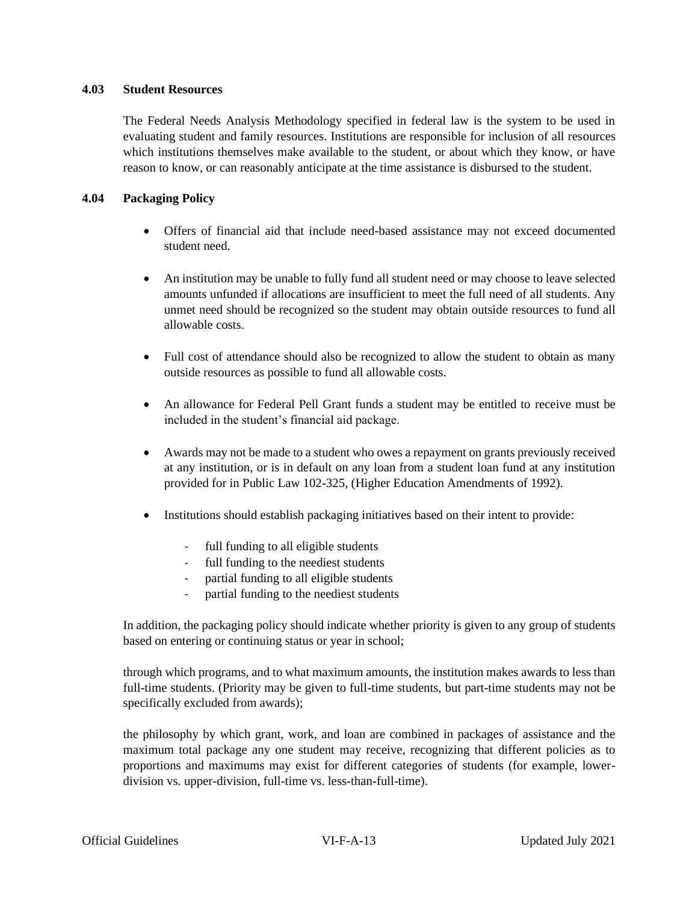### 4.03 Student Resources

The Federal Needs Analysis Methodology specified in federal law is the system to be used in evaluating student and family resources. Institutions are responsible for inclusion of all resources which institutions themselves make available to the student, or about which they know, or have reason to know, or can reasonably anticipate at the time assistance is disbursed to the student.

### 4.04 Packaging Policy

- Offers of financial aid that include need-based assistance may not exceed documented student need.
- An institution may be unable to fully fund all student need or may choose to leave selected amounts unfunded if allocations are insufficient to meet the full need of all students. Any unmet need should be recognized so the student may obtain outside resources to fund all allowable costs.
- Full cost of attendance should also be recognized to allow the student to obtain as many outside resources as possible to fund all allowable costs.
- An allowance for Federal Pell Grant funds a student may be entitled to receive must be included in the student's financial aid package.
- Awards may not be made to a student who owes a repayment on grants previously received at any institution, or is in default on any loan from a student loan fund at any institution provided for in Public Law 102-325, (Higher Education Amendments of 1992).
- Institutions should establish packaging initiatives based on their intent to provide:
  - full funding to all eligible students
  - full funding to the neediest students
  - partial funding to all eligible students
  - partial funding to the neediest students

In addition, the packaging policy should indicate whether priority is given to any group of students based on entering or continuing status or year in school;

through which programs, and to what maximum amounts, the institution makes awards to less than full-time students. (Priority may be given to full-time students, but part-time students may not be specifically excluded from awards);

the philosophy by which grant, work, and loan are combined in packages of assistance and the maximum total package any one student may receive, recognizing that different policies as to proportions and maximums may exist for different categories of students (for example, lower-division vs. upper-division, full-time vs. less-than-full-time).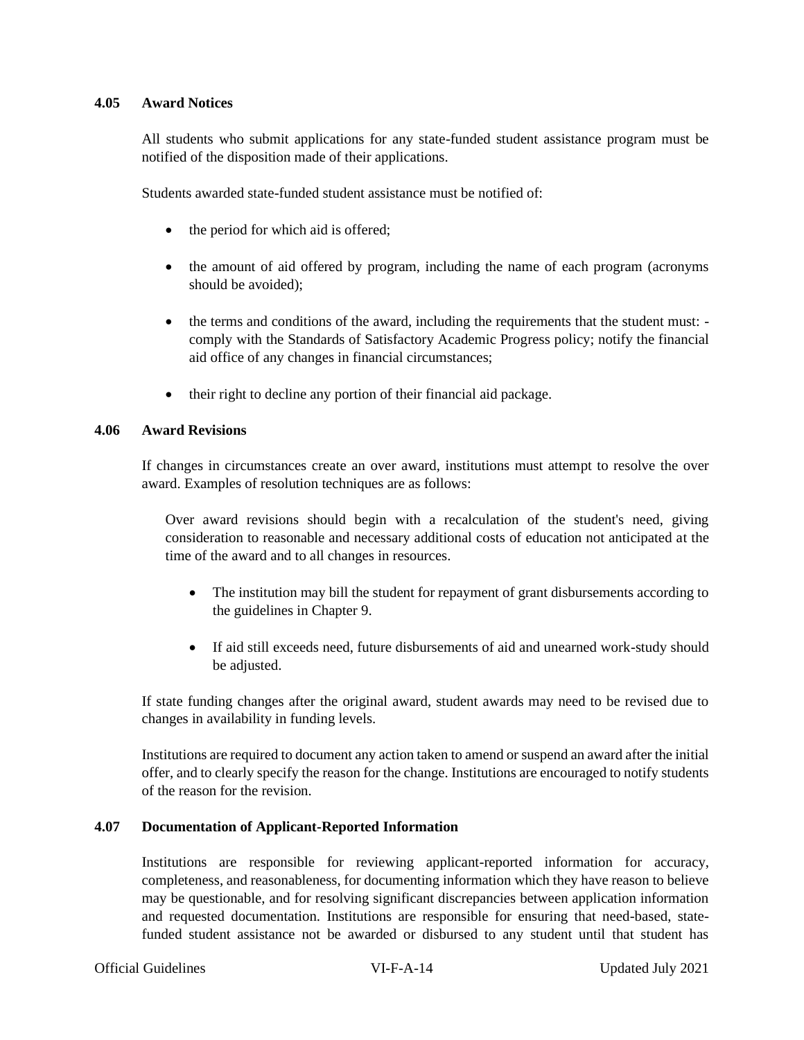### 4.05 Award Notices

All students who submit applications for any state-funded student assistance program must be notified of the disposition made of their applications.

Students awarded state-funded student assistance must be notified of:

- the period for which aid is offered;
- the amount of aid offered by program, including the name of each program (acronyms should be avoided);
- the terms and conditions of the award, including the requirements that the student must: - comply with the Standards of Satisfactory Academic Progress policy; notify the financial aid office of any changes in financial circumstances;
- their right to decline any portion of their financial aid package.

### 4.06 Award Revisions

If changes in circumstances create an over award, institutions must attempt to resolve the over award. Examples of resolution techniques are as follows:

Over award revisions should begin with a recalculation of the student's need, giving consideration to reasonable and necessary additional costs of education not anticipated at the time of the award and to all changes in resources.

- The institution may bill the student for repayment of grant disbursements according to the guidelines in Chapter 9.
- If aid still exceeds need, future disbursements of aid and unearned work-study should be adjusted.

If state funding changes after the original award, student awards may need to be revised due to changes in availability in funding levels.

Institutions are required to document any action taken to amend or suspend an award after the initial offer, and to clearly specify the reason for the change. Institutions are encouraged to notify students of the reason for the revision.

### 4.07 Documentation of Applicant-Reported Information

Institutions are responsible for reviewing applicant-reported information for accuracy, completeness, and reasonableness, for documenting information which they have reason to believe may be questionable, and for resolving significant discrepancies between application information and requested documentation. Institutions are responsible for ensuring that need-based, state-funded student assistance not be awarded or disbursed to any student until that student has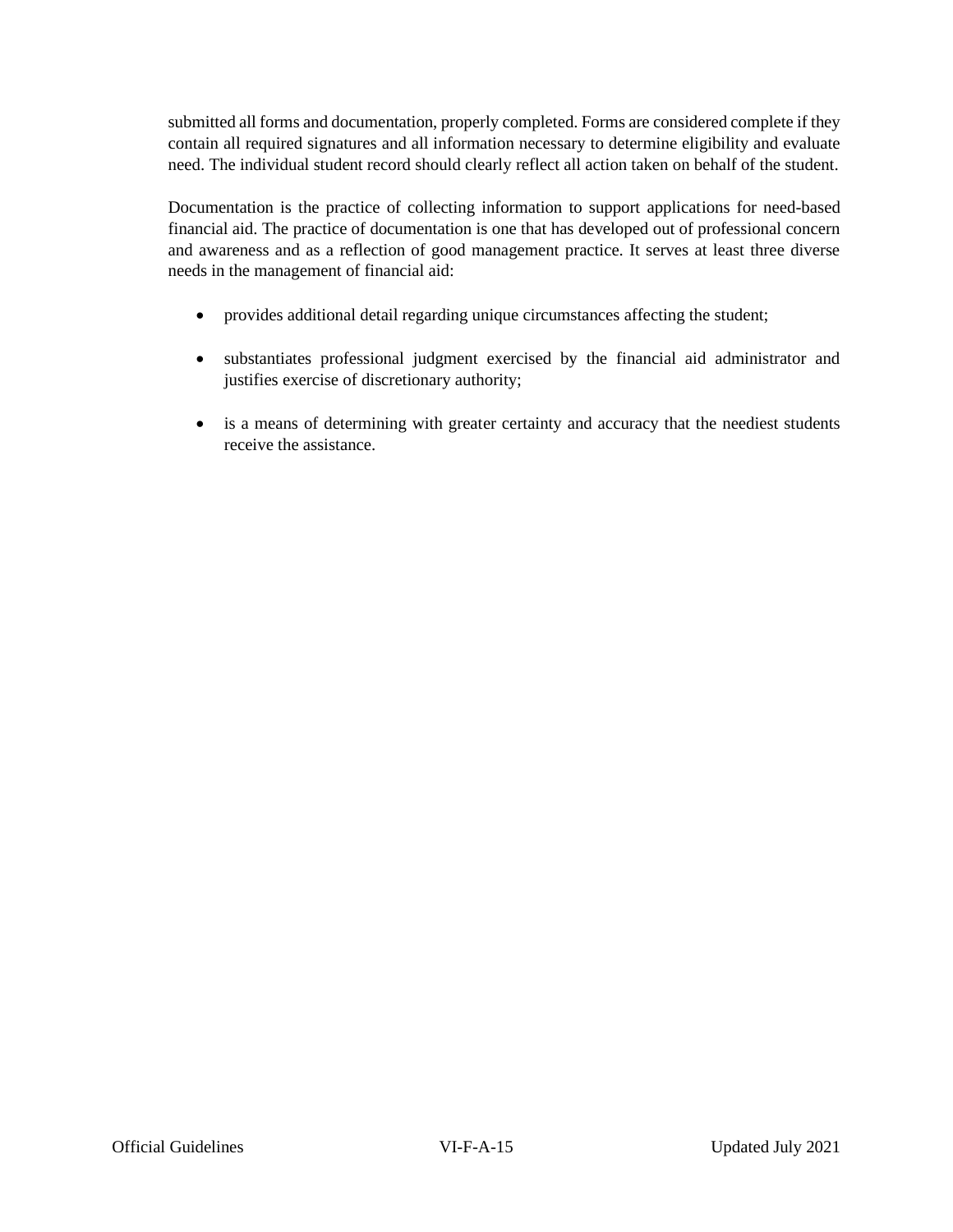submitted all forms and documentation, properly completed. Forms are considered complete if they contain all required signatures and all information necessary to determine eligibility and evaluate need. The individual student record should clearly reflect all action taken on behalf of the student.

Documentation is the practice of collecting information to support applications for need-based financial aid. The practice of documentation is one that has developed out of professional concern and awareness and as a reflection of good management practice. It serves at least three diverse needs in the management of financial aid:

- provides additional detail regarding unique circumstances affecting the student;
- substantiates professional judgment exercised by the financial aid administrator and justifies exercise of discretionary authority;
- is a means of determining with greater certainty and accuracy that the neediest students receive the assistance.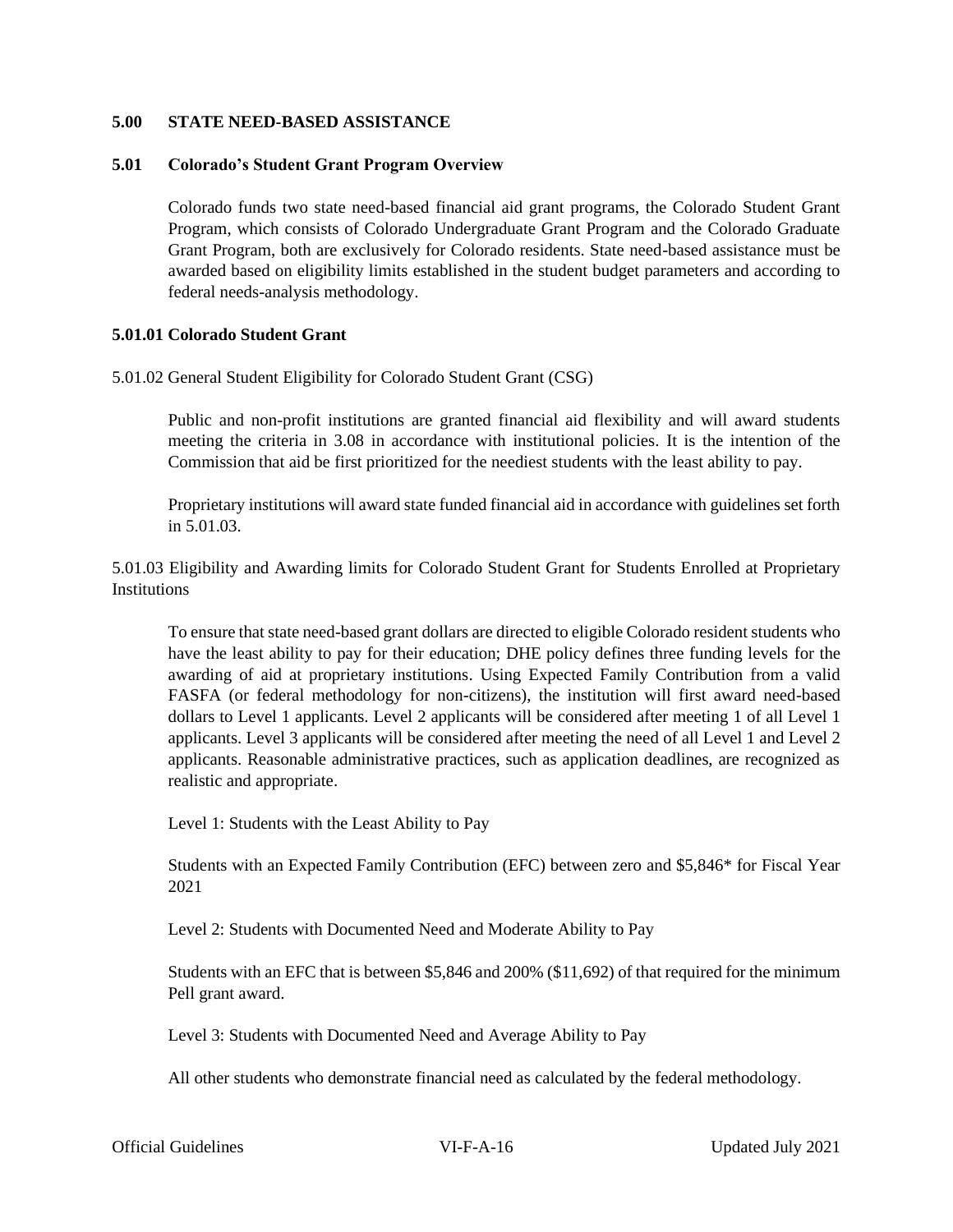## 5.00 STATE NEED-BASED ASSISTANCE

### 5.01 Colorado's Student Grant Program Overview

Colorado funds two state need-based financial aid grant programs, the Colorado Student Grant Program, which consists of Colorado Undergraduate Grant Program and the Colorado Graduate Grant Program, both are exclusively for Colorado residents. State need-based assistance must be awarded based on eligibility limits established in the student budget parameters and according to federal needs-analysis methodology.

#### 5.01.01 Colorado Student Grant

5.01.02 General Student Eligibility for Colorado Student Grant (CSG)

Public and non-profit institutions are granted financial aid flexibility and will award students meeting the criteria in 3.08 in accordance with institutional policies. It is the intention of the Commission that aid be first prioritized for the neediest students with the least ability to pay.

Proprietary institutions will award state funded financial aid in accordance with guidelines set forth in 5.01.03.

5.01.03 Eligibility and Awarding limits for Colorado Student Grant for Students Enrolled at Proprietary Institutions

To ensure that state need-based grant dollars are directed to eligible Colorado resident students who have the least ability to pay for their education; DHE policy defines three funding levels for the awarding of aid at proprietary institutions. Using Expected Family Contribution from a valid FASFA (or federal methodology for non-citizens), the institution will first award need-based dollars to Level 1 applicants. Level 2 applicants will be considered after meeting 1 of all Level 1 applicants. Level 3 applicants will be considered after meeting the need of all Level 1 and Level 2 applicants. Reasonable administrative practices, such as application deadlines, are recognized as realistic and appropriate.

Level 1: Students with the Least Ability to Pay

Students with an Expected Family Contribution (EFC) between zero and $5,846* for Fiscal Year 2021

Level 2: Students with Documented Need and Moderate Ability to Pay

Students with an EFC that is between $5,846 and 200% ($11,692) of that required for the minimum Pell grant award.

Level 3: Students with Documented Need and Average Ability to Pay

All other students who demonstrate financial need as calculated by the federal methodology.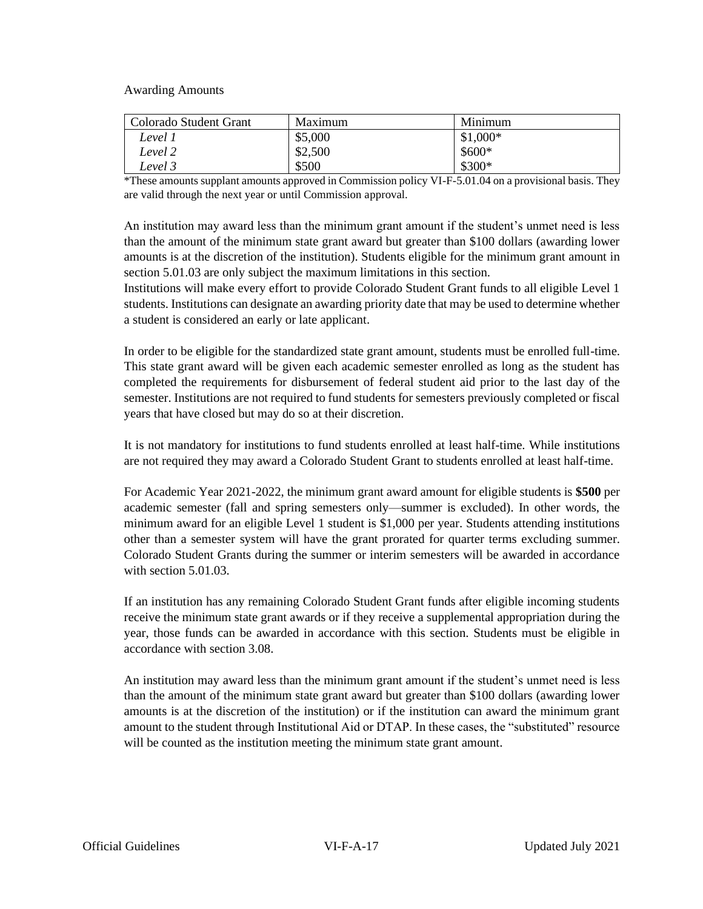Awarding Amounts

| Colorado Student Grant | Maximum | Minimum |
| --- | --- | --- |
| *Level 1* | $5,000 | $1,000* |
| *Level 2* | $2,500 | $600* |
| *Level 3* | $500 | $300* |

*These amounts supplant amounts approved in Commission policy VI-F-5.01.04 on a provisional basis. They are valid through the next year or until Commission approval.

An institution may award less than the minimum grant amount if the student's unmet need is less than the amount of the minimum state grant award but greater than $100 dollars (awarding lower amounts is at the discretion of the institution). Students eligible for the minimum grant amount in section 5.01.03 are only subject the maximum limitations in this section.
Institutions will make every effort to provide Colorado Student Grant funds to all eligible Level 1 students. Institutions can designate an awarding priority date that may be used to determine whether a student is considered an early or late applicant.

In order to be eligible for the standardized state grant amount, students must be enrolled full-time. This state grant award will be given each academic semester enrolled as long as the student has completed the requirements for disbursement of federal student aid prior to the last day of the semester. Institutions are not required to fund students for semesters previously completed or fiscal years that have closed but may do so at their discretion.

It is not mandatory for institutions to fund students enrolled at least half-time. While institutions are not required they may award a Colorado Student Grant to students enrolled at least half-time.

For Academic Year 2021-2022, the minimum grant award amount for eligible students is **$500** per academic semester (fall and spring semesters only—summer is excluded). In other words, the minimum award for an eligible Level 1 student is $1,000 per year. Students attending institutions other than a semester system will have the grant prorated for quarter terms excluding summer. Colorado Student Grants during the summer or interim semesters will be awarded in accordance with section 5.01.03.

If an institution has any remaining Colorado Student Grant funds after eligible incoming students receive the minimum state grant awards or if they receive a supplemental appropriation during the year, those funds can be awarded in accordance with this section. Students must be eligible in accordance with section 3.08.

An institution may award less than the minimum grant amount if the student's unmet need is less than the amount of the minimum state grant award but greater than $100 dollars (awarding lower amounts is at the discretion of the institution) or if the institution can award the minimum grant amount to the student through Institutional Aid or DTAP. In these cases, the "substituted" resource will be counted as the institution meeting the minimum state grant amount.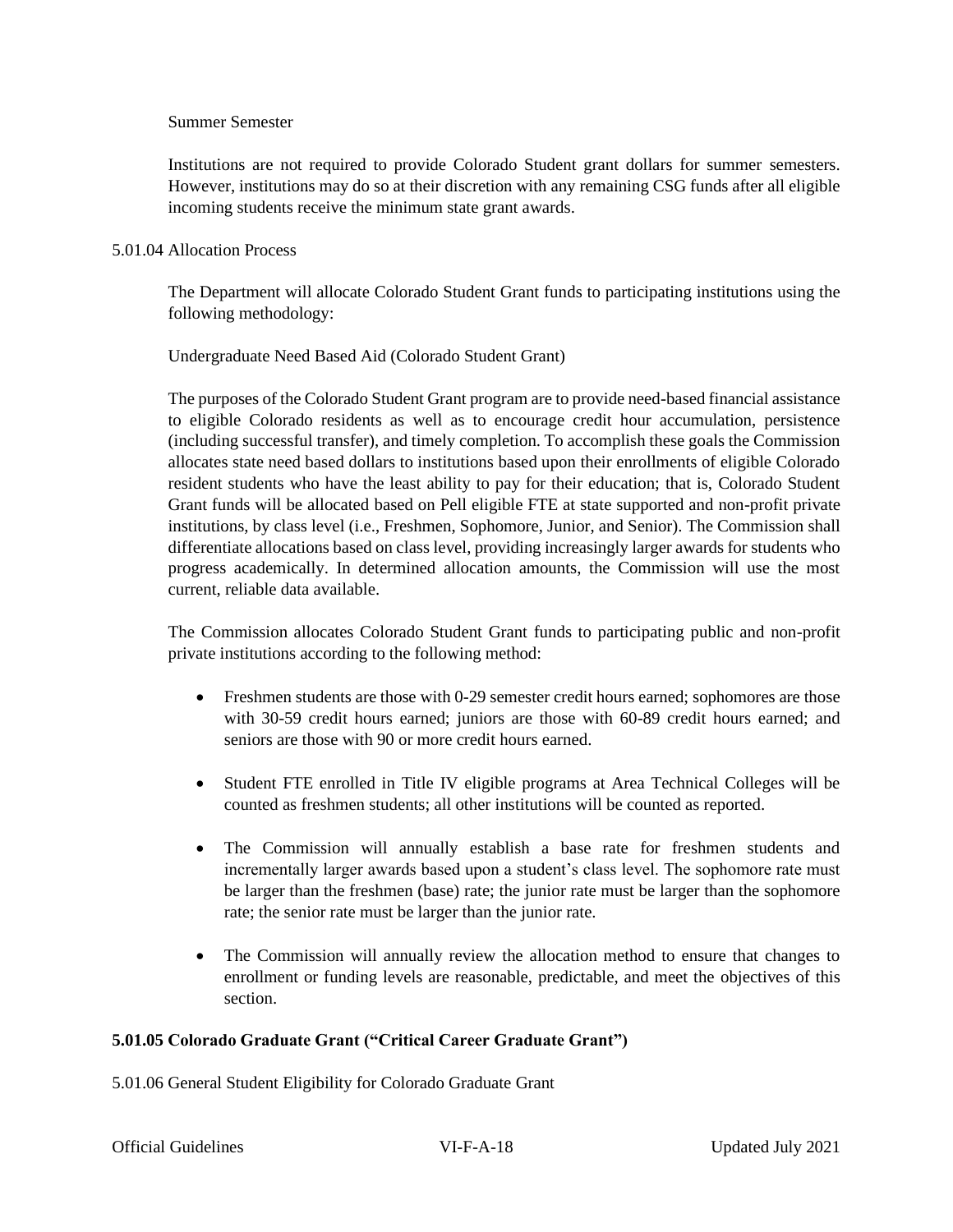Summer Semester

Institutions are not required to provide Colorado Student grant dollars for summer semesters. However, institutions may do so at their discretion with any remaining CSG funds after all eligible incoming students receive the minimum state grant awards.

5.01.04 Allocation Process

The Department will allocate Colorado Student Grant funds to participating institutions using the following methodology:

Undergraduate Need Based Aid (Colorado Student Grant)

The purposes of the Colorado Student Grant program are to provide need-based financial assistance to eligible Colorado residents as well as to encourage credit hour accumulation, persistence (including successful transfer), and timely completion. To accomplish these goals the Commission allocates state need based dollars to institutions based upon their enrollments of eligible Colorado resident students who have the least ability to pay for their education; that is, Colorado Student Grant funds will be allocated based on Pell eligible FTE at state supported and non-profit private institutions, by class level (i.e., Freshmen, Sophomore, Junior, and Senior). The Commission shall differentiate allocations based on class level, providing increasingly larger awards for students who progress academically. In determined allocation amounts, the Commission will use the most current, reliable data available.

The Commission allocates Colorado Student Grant funds to participating public and non-profit private institutions according to the following method:

- Freshmen students are those with 0-29 semester credit hours earned; sophomores are those with 30-59 credit hours earned; juniors are those with 60-89 credit hours earned; and seniors are those with 90 or more credit hours earned.

- Student FTE enrolled in Title IV eligible programs at Area Technical Colleges will be counted as freshmen students; all other institutions will be counted as reported.

- The Commission will annually establish a base rate for freshmen students and incrementally larger awards based upon a student's class level. The sophomore rate must be larger than the freshmen (base) rate; the junior rate must be larger than the sophomore rate; the senior rate must be larger than the junior rate.

- The Commission will annually review the allocation method to ensure that changes to enrollment or funding levels are reasonable, predictable, and meet the objectives of this section.

**5.01.05 Colorado Graduate Grant ("Critical Career Graduate Grant")**

5.01.06 General Student Eligibility for Colorado Graduate Grant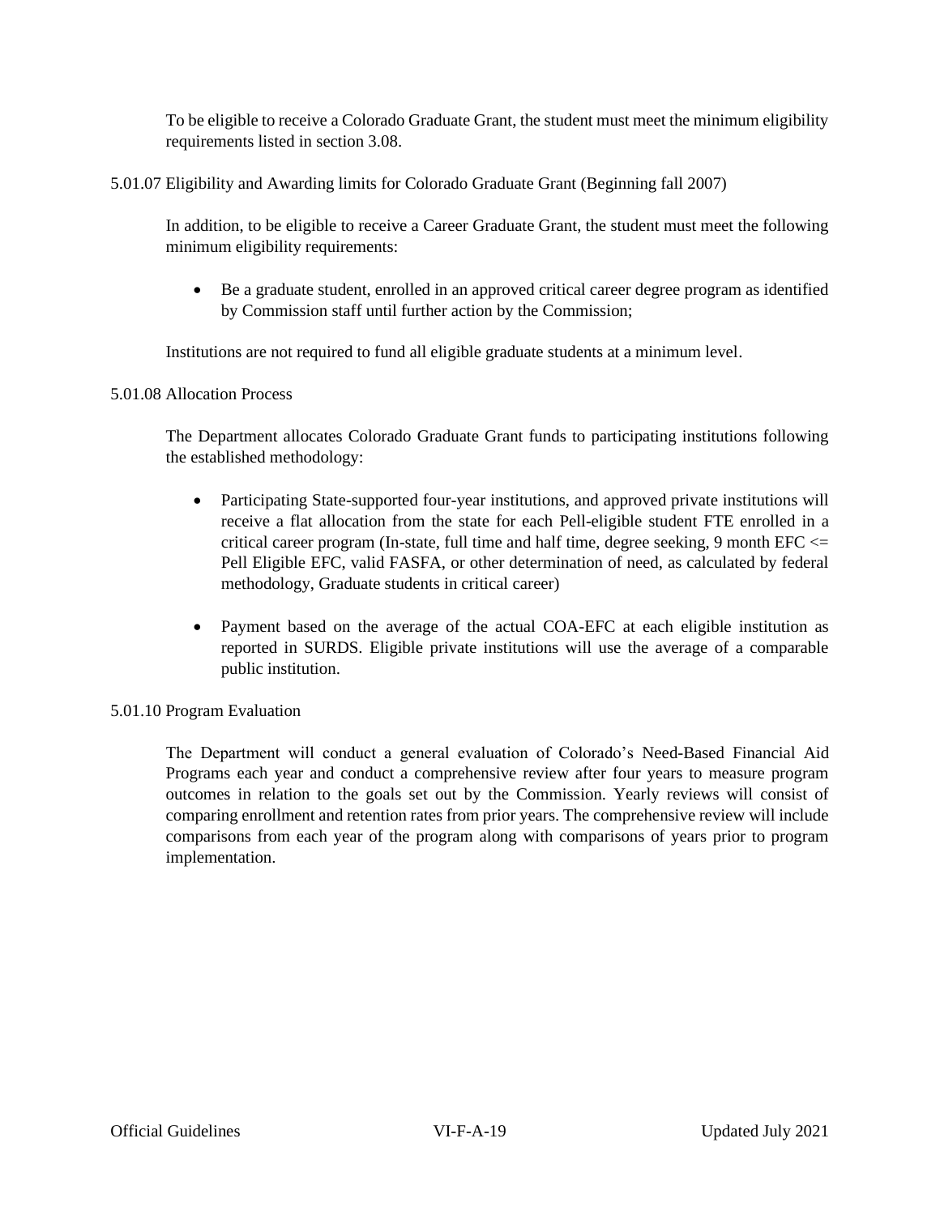To be eligible to receive a Colorado Graduate Grant, the student must meet the minimum eligibility requirements listed in section 3.08.

5.01.07 Eligibility and Awarding limits for Colorado Graduate Grant (Beginning fall 2007)

In addition, to be eligible to receive a Career Graduate Grant, the student must meet the following minimum eligibility requirements:

- Be a graduate student, enrolled in an approved critical career degree program as identified by Commission staff until further action by the Commission;

Institutions are not required to fund all eligible graduate students at a minimum level.

5.01.08 Allocation Process

The Department allocates Colorado Graduate Grant funds to participating institutions following the established methodology:

- Participating State-supported four-year institutions, and approved private institutions will receive a flat allocation from the state for each Pell-eligible student FTE enrolled in a critical career program (In-state, full time and half time, degree seeking, 9 month EFC <= Pell Eligible EFC, valid FASFA, or other determination of need, as calculated by federal methodology, Graduate students in critical career)

- Payment based on the average of the actual COA-EFC at each eligible institution as reported in SURDS. Eligible private institutions will use the average of a comparable public institution.

5.01.10 Program Evaluation

The Department will conduct a general evaluation of Colorado's Need-Based Financial Aid Programs each year and conduct a comprehensive review after four years to measure program outcomes in relation to the goals set out by the Commission. Yearly reviews will consist of comparing enrollment and retention rates from prior years. The comprehensive review will include comparisons from each year of the program along with comparisons of years prior to program implementation.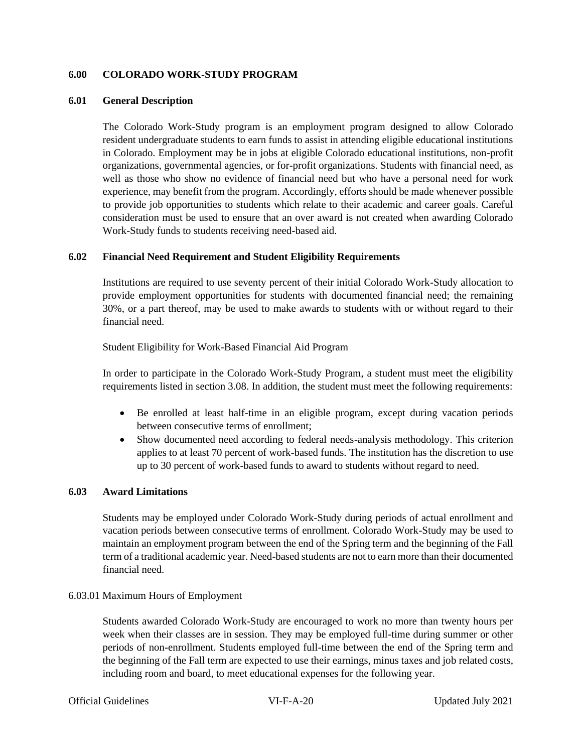## 6.00 COLORADO WORK-STUDY PROGRAM

### 6.01 General Description

The Colorado Work-Study program is an employment program designed to allow Colorado resident undergraduate students to earn funds to assist in attending eligible educational institutions in Colorado. Employment may be in jobs at eligible Colorado educational institutions, non-profit organizations, governmental agencies, or for-profit organizations. Students with financial need, as well as those who show no evidence of financial need but who have a personal need for work experience, may benefit from the program. Accordingly, efforts should be made whenever possible to provide job opportunities to students which relate to their academic and career goals. Careful consideration must be used to ensure that an over award is not created when awarding Colorado Work-Study funds to students receiving need-based aid.

### 6.02 Financial Need Requirement and Student Eligibility Requirements

Institutions are required to use seventy percent of their initial Colorado Work-Study allocation to provide employment opportunities for students with documented financial need; the remaining 30%, or a part thereof, may be used to make awards to students with or without regard to their financial need.

Student Eligibility for Work-Based Financial Aid Program

In order to participate in the Colorado Work-Study Program, a student must meet the eligibility requirements listed in section 3.08. In addition, the student must meet the following requirements:

- Be enrolled at least half-time in an eligible program, except during vacation periods between consecutive terms of enrollment;
- Show documented need according to federal needs-analysis methodology. This criterion applies to at least 70 percent of work-based funds. The institution has the discretion to use up to 30 percent of work-based funds to award to students without regard to need.

### 6.03 Award Limitations

Students may be employed under Colorado Work-Study during periods of actual enrollment and vacation periods between consecutive terms of enrollment. Colorado Work-Study may be used to maintain an employment program between the end of the Spring term and the beginning of the Fall term of a traditional academic year. Need-based students are not to earn more than their documented financial need.

6.03.01 Maximum Hours of Employment

Students awarded Colorado Work-Study are encouraged to work no more than twenty hours per week when their classes are in session. They may be employed full-time during summer or other periods of non-enrollment. Students employed full-time between the end of the Spring term and the beginning of the Fall term are expected to use their earnings, minus taxes and job related costs, including room and board, to meet educational expenses for the following year.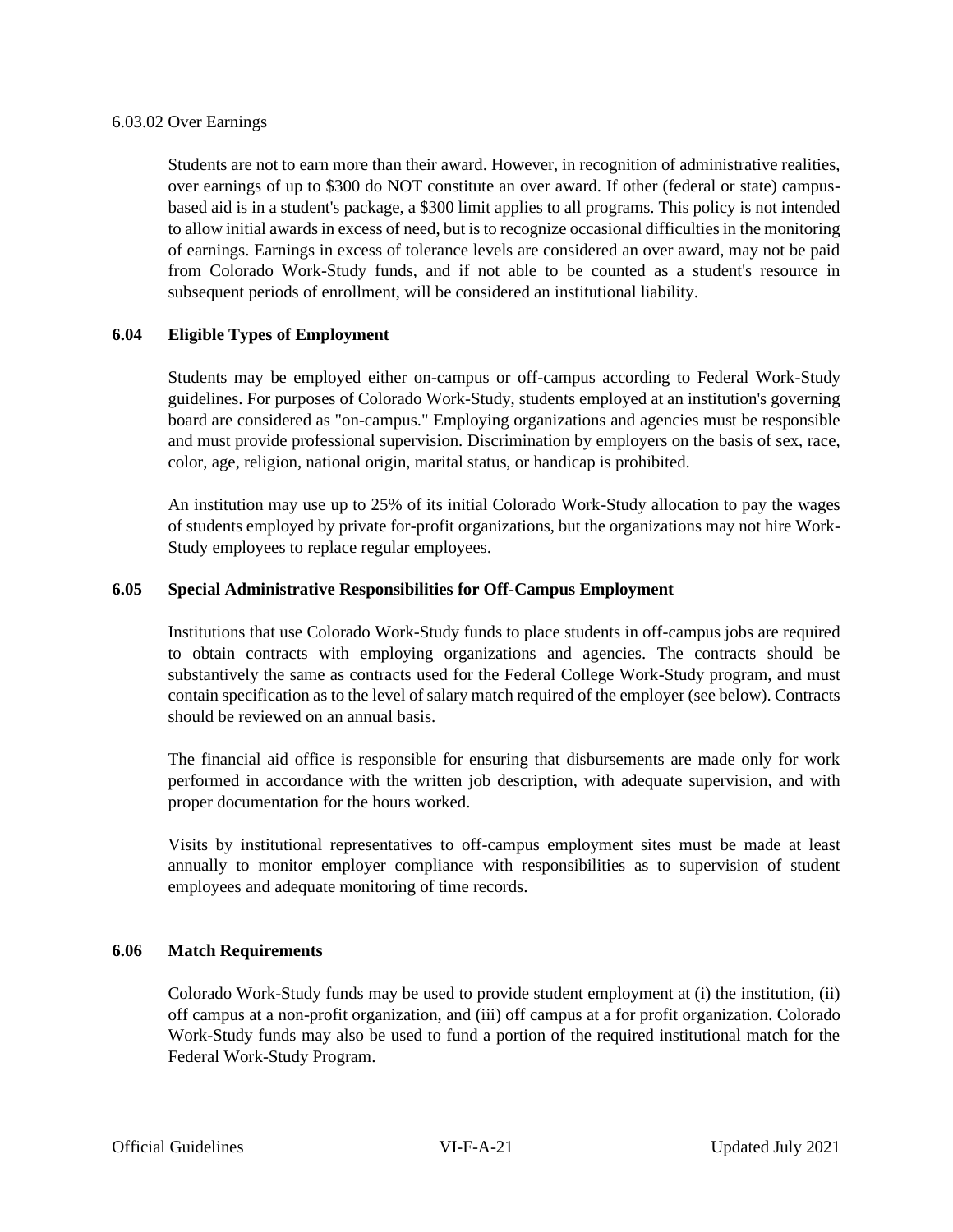6.03.02 Over Earnings

Students are not to earn more than their award. However, in recognition of administrative realities, over earnings of up to $300 do NOT constitute an over award. If other (federal or state) campus-based aid is in a student's package, a $300 limit applies to all programs. This policy is not intended to allow initial awards in excess of need, but is to recognize occasional difficulties in the monitoring of earnings. Earnings in excess of tolerance levels are considered an over award, may not be paid from Colorado Work-Study funds, and if not able to be counted as a student's resource in subsequent periods of enrollment, will be considered an institutional liability.

### 6.04 Eligible Types of Employment

Students may be employed either on-campus or off-campus according to Federal Work-Study guidelines. For purposes of Colorado Work-Study, students employed at an institution's governing board are considered as "on-campus." Employing organizations and agencies must be responsible and must provide professional supervision. Discrimination by employers on the basis of sex, race, color, age, religion, national origin, marital status, or handicap is prohibited.

An institution may use up to 25% of its initial Colorado Work-Study allocation to pay the wages of students employed by private for-profit organizations, but the organizations may not hire Work-Study employees to replace regular employees.

### 6.05 Special Administrative Responsibilities for Off-Campus Employment

Institutions that use Colorado Work-Study funds to place students in off-campus jobs are required to obtain contracts with employing organizations and agencies. The contracts should be substantively the same as contracts used for the Federal College Work-Study program, and must contain specification as to the level of salary match required of the employer (see below). Contracts should be reviewed on an annual basis.

The financial aid office is responsible for ensuring that disbursements are made only for work performed in accordance with the written job description, with adequate supervision, and with proper documentation for the hours worked.

Visits by institutional representatives to off-campus employment sites must be made at least annually to monitor employer compliance with responsibilities as to supervision of student employees and adequate monitoring of time records.

### 6.06 Match Requirements

Colorado Work-Study funds may be used to provide student employment at (i) the institution, (ii) off campus at a non-profit organization, and (iii) off campus at a for profit organization. Colorado Work-Study funds may also be used to fund a portion of the required institutional match for the Federal Work-Study Program.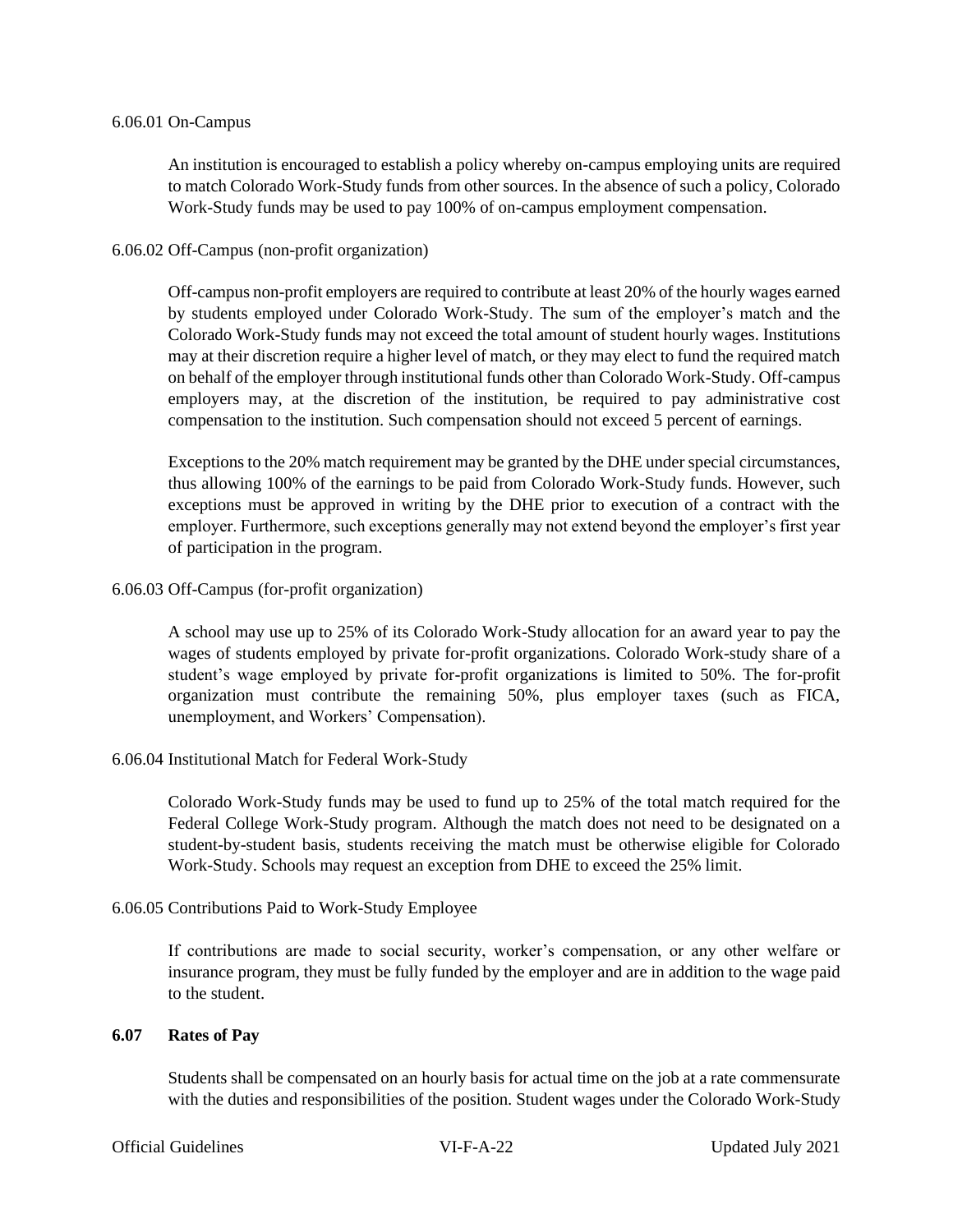6.06.01 On-Campus

An institution is encouraged to establish a policy whereby on-campus employing units are required to match Colorado Work-Study funds from other sources. In the absence of such a policy, Colorado Work-Study funds may be used to pay 100% of on-campus employment compensation.

6.06.02 Off-Campus (non-profit organization)

Off-campus non-profit employers are required to contribute at least 20% of the hourly wages earned by students employed under Colorado Work-Study. The sum of the employer's match and the Colorado Work-Study funds may not exceed the total amount of student hourly wages. Institutions may at their discretion require a higher level of match, or they may elect to fund the required match on behalf of the employer through institutional funds other than Colorado Work-Study. Off-campus employers may, at the discretion of the institution, be required to pay administrative cost compensation to the institution. Such compensation should not exceed 5 percent of earnings.

Exceptions to the 20% match requirement may be granted by the DHE under special circumstances, thus allowing 100% of the earnings to be paid from Colorado Work-Study funds. However, such exceptions must be approved in writing by the DHE prior to execution of a contract with the employer. Furthermore, such exceptions generally may not extend beyond the employer's first year of participation in the program.

6.06.03 Off-Campus (for-profit organization)

A school may use up to 25% of its Colorado Work-Study allocation for an award year to pay the wages of students employed by private for-profit organizations. Colorado Work-study share of a student's wage employed by private for-profit organizations is limited to 50%. The for-profit organization must contribute the remaining 50%, plus employer taxes (such as FICA, unemployment, and Workers' Compensation).

6.06.04 Institutional Match for Federal Work-Study

Colorado Work-Study funds may be used to fund up to 25% of the total match required for the Federal College Work-Study program. Although the match does not need to be designated on a student-by-student basis, students receiving the match must be otherwise eligible for Colorado Work-Study. Schools may request an exception from DHE to exceed the 25% limit.

6.06.05 Contributions Paid to Work-Study Employee

If contributions are made to social security, worker's compensation, or any other welfare or insurance program, they must be fully funded by the employer and are in addition to the wage paid to the student.

## 6.07 Rates of Pay

Students shall be compensated on an hourly basis for actual time on the job at a rate commensurate with the duties and responsibilities of the position. Student wages under the Colorado Work-Study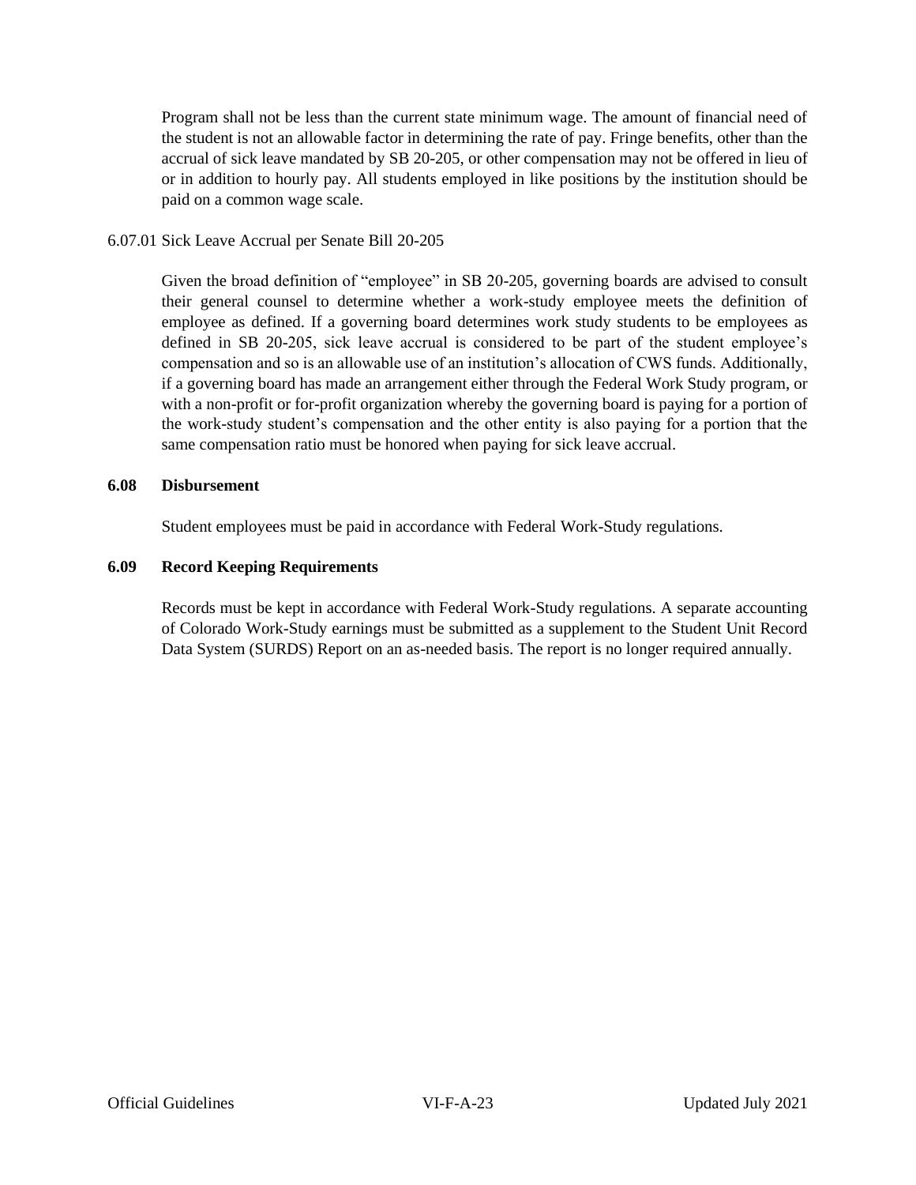Program shall not be less than the current state minimum wage. The amount of financial need of the student is not an allowable factor in determining the rate of pay. Fringe benefits, other than the accrual of sick leave mandated by SB 20-205, or other compensation may not be offered in lieu of or in addition to hourly pay. All students employed in like positions by the institution should be paid on a common wage scale.

6.07.01 Sick Leave Accrual per Senate Bill 20-205

Given the broad definition of "employee" in SB 20-205, governing boards are advised to consult their general counsel to determine whether a work-study employee meets the definition of employee as defined. If a governing board determines work study students to be employees as defined in SB 20-205, sick leave accrual is considered to be part of the student employee's compensation and so is an allowable use of an institution's allocation of CWS funds. Additionally, if a governing board has made an arrangement either through the Federal Work Study program, or with a non-profit or for-profit organization whereby the governing board is paying for a portion of the work-study student's compensation and the other entity is also paying for a portion that the same compensation ratio must be honored when paying for sick leave accrual.

**6.08 Disbursement**

Student employees must be paid in accordance with Federal Work-Study regulations.

**6.09 Record Keeping Requirements**

Records must be kept in accordance with Federal Work-Study regulations. A separate accounting of Colorado Work-Study earnings must be submitted as a supplement to the Student Unit Record Data System (SURDS) Report on an as-needed basis. The report is no longer required annually.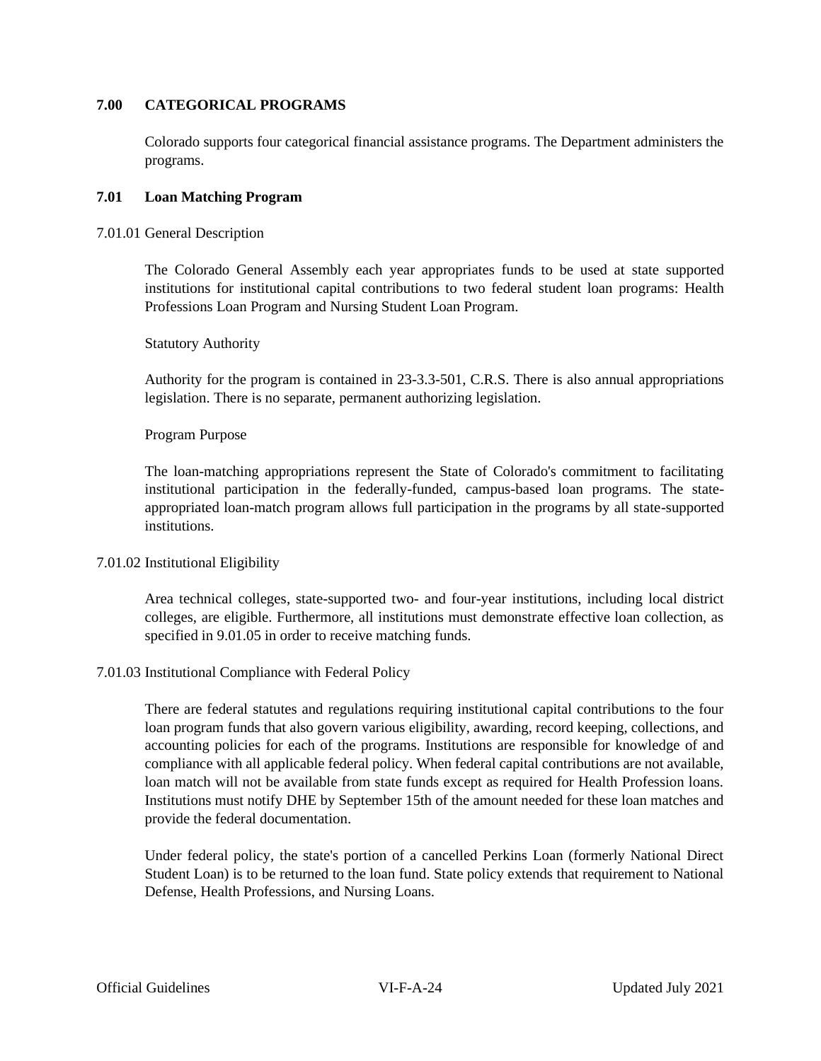## 7.00 CATEGORICAL PROGRAMS

Colorado supports four categorical financial assistance programs. The Department administers the programs.

### 7.01 Loan Matching Program

7.01.01 General Description

The Colorado General Assembly each year appropriates funds to be used at state supported institutions for institutional capital contributions to two federal student loan programs: Health Professions Loan Program and Nursing Student Loan Program.

Statutory Authority

Authority for the program is contained in 23-3.3-501, C.R.S. There is also annual appropriations legislation. There is no separate, permanent authorizing legislation.

Program Purpose

The loan-matching appropriations represent the State of Colorado's commitment to facilitating institutional participation in the federally-funded, campus-based loan programs. The state-appropriated loan-match program allows full participation in the programs by all state-supported institutions.

7.01.02 Institutional Eligibility

Area technical colleges, state-supported two- and four-year institutions, including local district colleges, are eligible. Furthermore, all institutions must demonstrate effective loan collection, as specified in 9.01.05 in order to receive matching funds.

7.01.03 Institutional Compliance with Federal Policy

There are federal statutes and regulations requiring institutional capital contributions to the four loan program funds that also govern various eligibility, awarding, record keeping, collections, and accounting policies for each of the programs. Institutions are responsible for knowledge of and compliance with all applicable federal policy. When federal capital contributions are not available, loan match will not be available from state funds except as required for Health Profession loans. Institutions must notify DHE by September 15th of the amount needed for these loan matches and provide the federal documentation.

Under federal policy, the state's portion of a cancelled Perkins Loan (formerly National Direct Student Loan) is to be returned to the loan fund. State policy extends that requirement to National Defense, Health Professions, and Nursing Loans.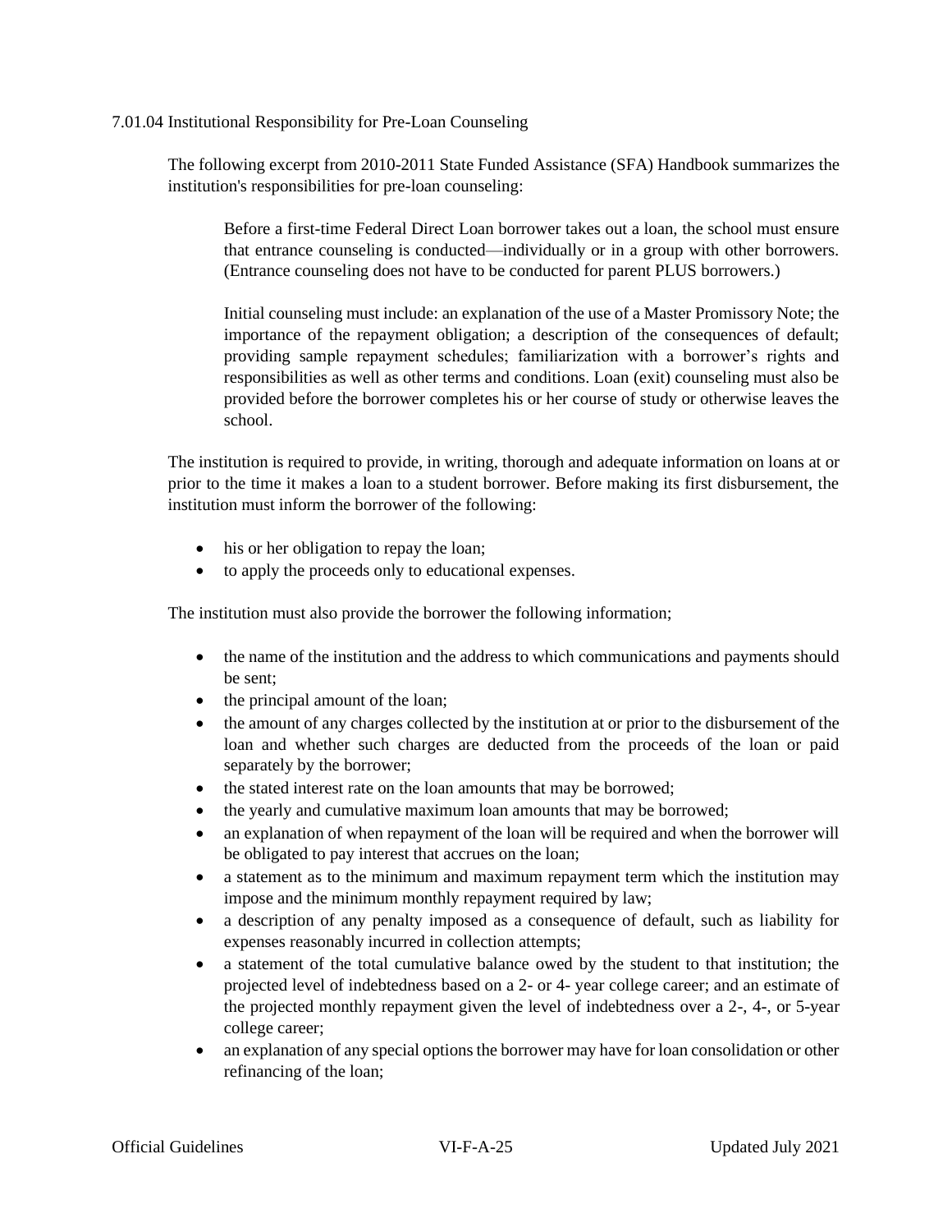### 7.01.04 Institutional Responsibility for Pre-Loan Counseling

The following excerpt from 2010-2011 State Funded Assistance (SFA) Handbook summarizes the institution's responsibilities for pre-loan counseling:

> Before a first-time Federal Direct Loan borrower takes out a loan, the school must ensure that entrance counseling is conducted—individually or in a group with other borrowers. (Entrance counseling does not have to be conducted for parent PLUS borrowers.)
>
> Initial counseling must include: an explanation of the use of a Master Promissory Note; the importance of the repayment obligation; a description of the consequences of default; providing sample repayment schedules; familiarization with a borrower's rights and responsibilities as well as other terms and conditions. Loan (exit) counseling must also be provided before the borrower completes his or her course of study or otherwise leaves the school.

The institution is required to provide, in writing, thorough and adequate information on loans at or prior to the time it makes a loan to a student borrower. Before making its first disbursement, the institution must inform the borrower of the following:

- his or her obligation to repay the loan;
- to apply the proceeds only to educational expenses.

The institution must also provide the borrower the following information;

- the name of the institution and the address to which communications and payments should be sent;
- the principal amount of the loan;
- the amount of any charges collected by the institution at or prior to the disbursement of the loan and whether such charges are deducted from the proceeds of the loan or paid separately by the borrower;
- the stated interest rate on the loan amounts that may be borrowed;
- the yearly and cumulative maximum loan amounts that may be borrowed;
- an explanation of when repayment of the loan will be required and when the borrower will be obligated to pay interest that accrues on the loan;
- a statement as to the minimum and maximum repayment term which the institution may impose and the minimum monthly repayment required by law;
- a description of any penalty imposed as a consequence of default, such as liability for expenses reasonably incurred in collection attempts;
- a statement of the total cumulative balance owed by the student to that institution; the projected level of indebtedness based on a 2- or 4- year college career; and an estimate of the projected monthly repayment given the level of indebtedness over a 2-, 4-, or 5-year college career;
- an explanation of any special options the borrower may have for loan consolidation or other refinancing of the loan;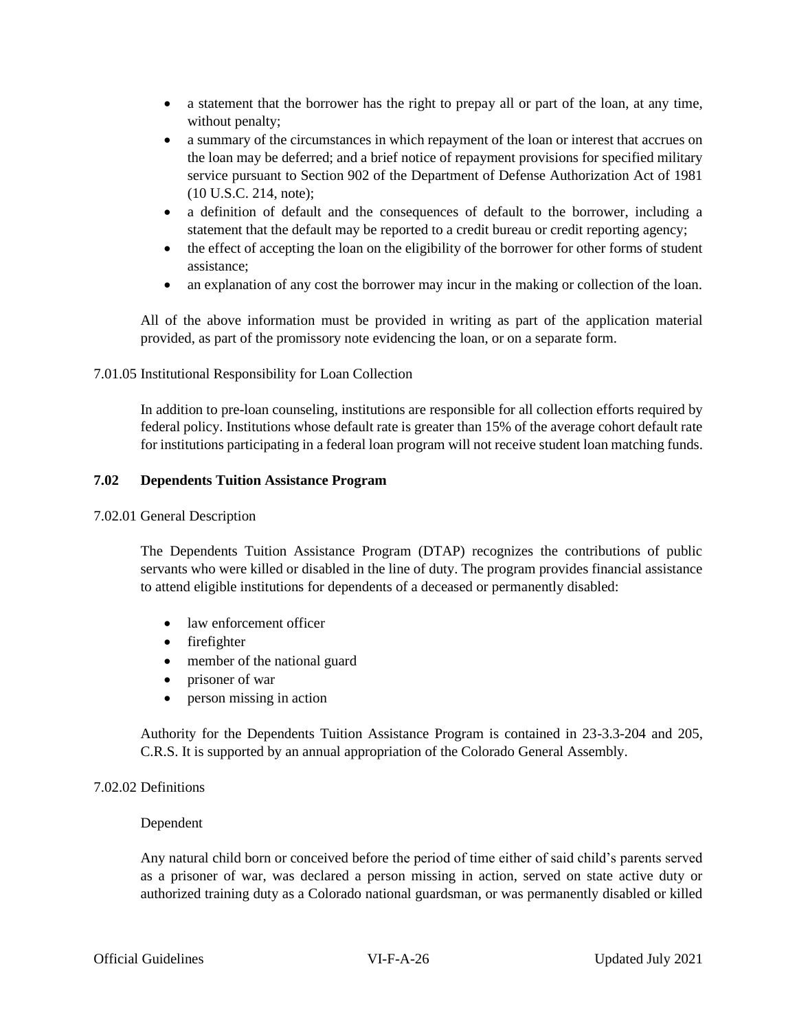- a statement that the borrower has the right to prepay all or part of the loan, at any time, without penalty;
- a summary of the circumstances in which repayment of the loan or interest that accrues on the loan may be deferred; and a brief notice of repayment provisions for specified military service pursuant to Section 902 of the Department of Defense Authorization Act of 1981 (10 U.S.C. 214, note);
- a definition of default and the consequences of default to the borrower, including a statement that the default may be reported to a credit bureau or credit reporting agency;
- the effect of accepting the loan on the eligibility of the borrower for other forms of student assistance;
- an explanation of any cost the borrower may incur in the making or collection of the loan.

All of the above information must be provided in writing as part of the application material provided, as part of the promissory note evidencing the loan, or on a separate form.

7.01.05 Institutional Responsibility for Loan Collection

In addition to pre-loan counseling, institutions are responsible for all collection efforts required by federal policy. Institutions whose default rate is greater than 15% of the average cohort default rate for institutions participating in a federal loan program will not receive student loan matching funds.

## 7.02 Dependents Tuition Assistance Program

7.02.01 General Description

The Dependents Tuition Assistance Program (DTAP) recognizes the contributions of public servants who were killed or disabled in the line of duty. The program provides financial assistance to attend eligible institutions for dependents of a deceased or permanently disabled:

- law enforcement officer
- firefighter
- member of the national guard
- prisoner of war
- person missing in action

Authority for the Dependents Tuition Assistance Program is contained in 23-3.3-204 and 205, C.R.S. It is supported by an annual appropriation of the Colorado General Assembly.

7.02.02 Definitions

Dependent

Any natural child born or conceived before the period of time either of said child's parents served as a prisoner of war, was declared a person missing in action, served on state active duty or authorized training duty as a Colorado national guardsman, or was permanently disabled or killed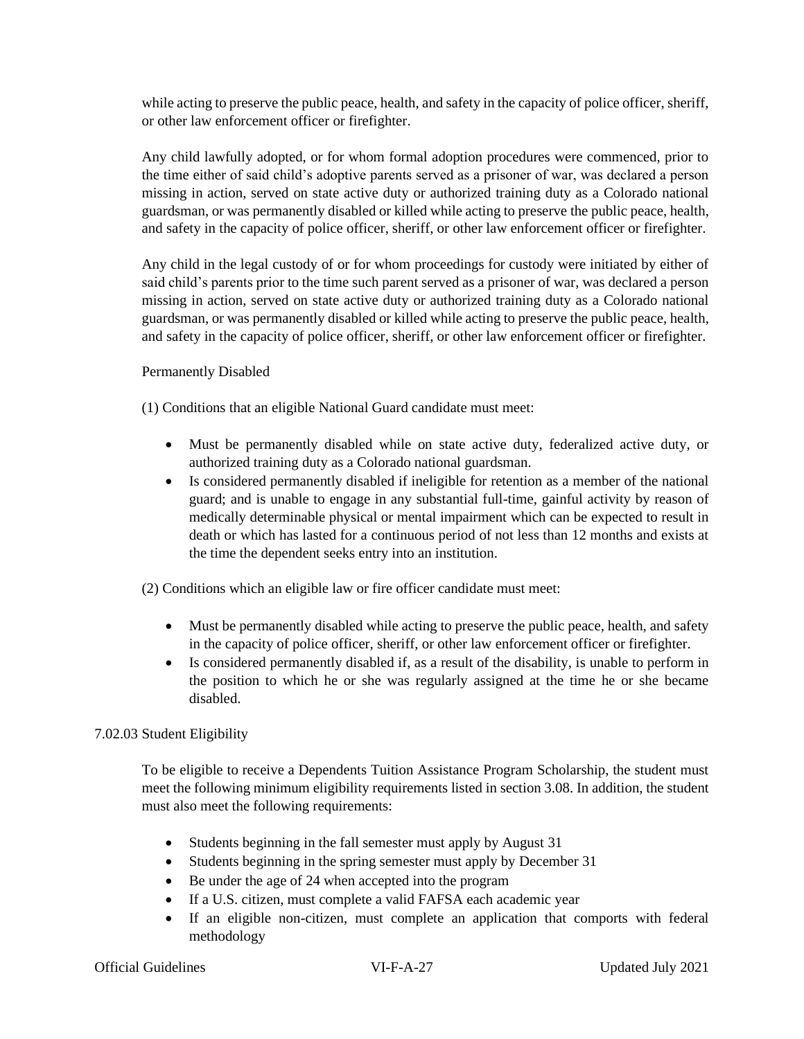while acting to preserve the public peace, health, and safety in the capacity of police officer, sheriff, or other law enforcement officer or firefighter.

Any child lawfully adopted, or for whom formal adoption procedures were commenced, prior to the time either of said child's adoptive parents served as a prisoner of war, was declared a person missing in action, served on state active duty or authorized training duty as a Colorado national guardsman, or was permanently disabled or killed while acting to preserve the public peace, health, and safety in the capacity of police officer, sheriff, or other law enforcement officer or firefighter.

Any child in the legal custody of or for whom proceedings for custody were initiated by either of said child's parents prior to the time such parent served as a prisoner of war, was declared a person missing in action, served on state active duty or authorized training duty as a Colorado national guardsman, or was permanently disabled or killed while acting to preserve the public peace, health, and safety in the capacity of police officer, sheriff, or other law enforcement officer or firefighter.

Permanently Disabled

(1) Conditions that an eligible National Guard candidate must meet:

- Must be permanently disabled while on state active duty, federalized active duty, or authorized training duty as a Colorado national guardsman.
- Is considered permanently disabled if ineligible for retention as a member of the national guard; and is unable to engage in any substantial full-time, gainful activity by reason of medically determinable physical or mental impairment which can be expected to result in death or which has lasted for a continuous period of not less than 12 months and exists at the time the dependent seeks entry into an institution.

(2) Conditions which an eligible law or fire officer candidate must meet:

- Must be permanently disabled while acting to preserve the public peace, health, and safety in the capacity of police officer, sheriff, or other law enforcement officer or firefighter.
- Is considered permanently disabled if, as a result of the disability, is unable to perform in the position to which he or she was regularly assigned at the time he or she became disabled.

7.02.03 Student Eligibility

To be eligible to receive a Dependents Tuition Assistance Program Scholarship, the student must meet the following minimum eligibility requirements listed in section 3.08. In addition, the student must also meet the following requirements:

- Students beginning in the fall semester must apply by August 31
- Students beginning in the spring semester must apply by December 31
- Be under the age of 24 when accepted into the program
- If a U.S. citizen, must complete a valid FAFSA each academic year
- If an eligible non-citizen, must complete an application that comports with federal methodology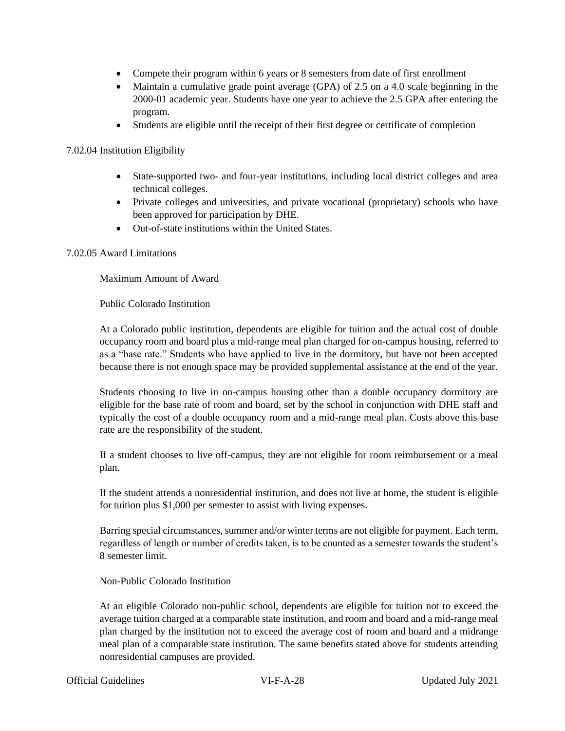- Compete their program within 6 years or 8 semesters from date of first enrollment
- Maintain a cumulative grade point average (GPA) of 2.5 on a 4.0 scale beginning in the 2000-01 academic year. Students have one year to achieve the 2.5 GPA after entering the program.
- Students are eligible until the receipt of their first degree or certificate of completion

7.02.04 Institution Eligibility

- State-supported two- and four-year institutions, including local district colleges and area technical colleges.
- Private colleges and universities, and private vocational (proprietary) schools who have been approved for participation by DHE.
- Out-of-state institutions within the United States.

7.02.05 Award Limitations

Maximum Amount of Award

Public Colorado Institution

At a Colorado public institution, dependents are eligible for tuition and the actual cost of double occupancy room and board plus a mid-range meal plan charged for on-campus housing, referred to as a "base rate." Students who have applied to live in the dormitory, but have not been accepted because there is not enough space may be provided supplemental assistance at the end of the year.

Students choosing to live in on-campus housing other than a double occupancy dormitory are eligible for the base rate of room and board, set by the school in conjunction with DHE staff and typically the cost of a double occupancy room and a mid-range meal plan. Costs above this base rate are the responsibility of the student.

If a student chooses to live off-campus, they are not eligible for room reimbursement or a meal plan.

If the student attends a nonresidential institution, and does not live at home, the student is eligible for tuition plus $1,000 per semester to assist with living expenses.

Barring special circumstances, summer and/or winter terms are not eligible for payment. Each term, regardless of length or number of credits taken, is to be counted as a semester towards the student's 8 semester limit.

Non-Public Colorado Institution

At an eligible Colorado non-public school, dependents are eligible for tuition not to exceed the average tuition charged at a comparable state institution, and room and board and a mid-range meal plan charged by the institution not to exceed the average cost of room and board and a midrange meal plan of a comparable state institution. The same benefits stated above for students attending nonresidential campuses are provided.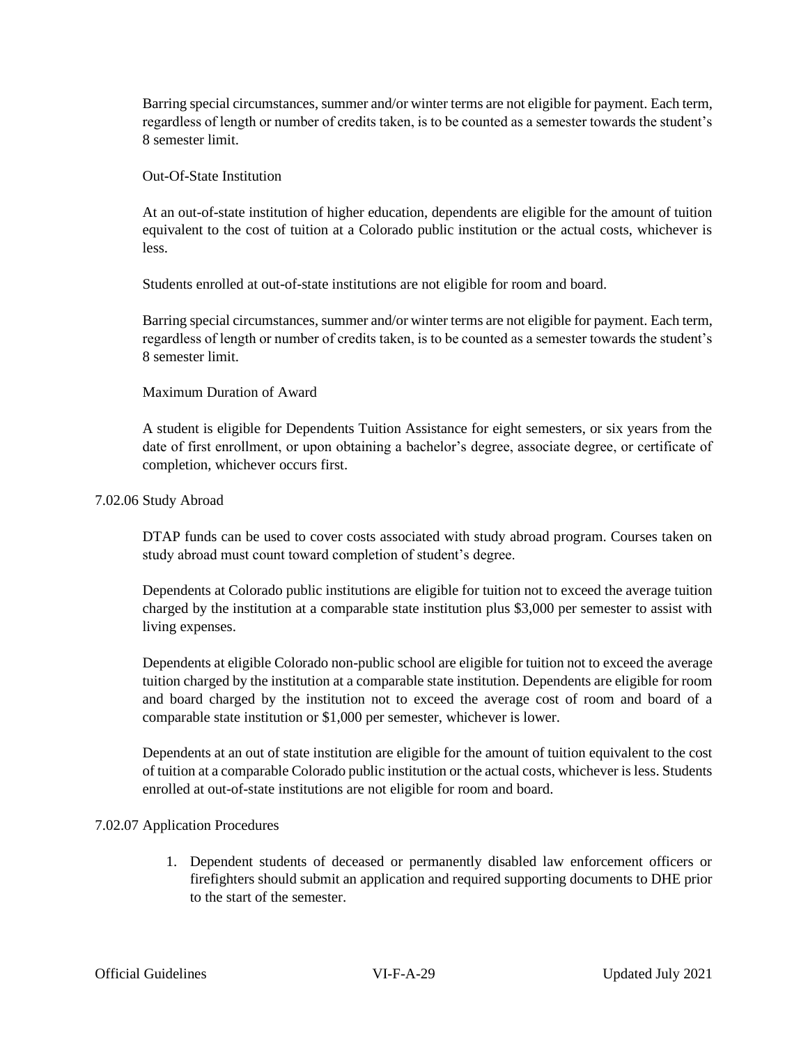Barring special circumstances, summer and/or winter terms are not eligible for payment. Each term, regardless of length or number of credits taken, is to be counted as a semester towards the student's 8 semester limit.

Out-Of-State Institution

At an out-of-state institution of higher education, dependents are eligible for the amount of tuition equivalent to the cost of tuition at a Colorado public institution or the actual costs, whichever is less.

Students enrolled at out-of-state institutions are not eligible for room and board.

Barring special circumstances, summer and/or winter terms are not eligible for payment. Each term, regardless of length or number of credits taken, is to be counted as a semester towards the student's 8 semester limit.

Maximum Duration of Award

A student is eligible for Dependents Tuition Assistance for eight semesters, or six years from the date of first enrollment, or upon obtaining a bachelor's degree, associate degree, or certificate of completion, whichever occurs first.

7.02.06 Study Abroad

DTAP funds can be used to cover costs associated with study abroad program. Courses taken on study abroad must count toward completion of student's degree.

Dependents at Colorado public institutions are eligible for tuition not to exceed the average tuition charged by the institution at a comparable state institution plus $3,000 per semester to assist with living expenses.

Dependents at eligible Colorado non-public school are eligible for tuition not to exceed the average tuition charged by the institution at a comparable state institution. Dependents are eligible for room and board charged by the institution not to exceed the average cost of room and board of a comparable state institution or $1,000 per semester, whichever is lower.

Dependents at an out of state institution are eligible for the amount of tuition equivalent to the cost of tuition at a comparable Colorado public institution or the actual costs, whichever is less. Students enrolled at out-of-state institutions are not eligible for room and board.

7.02.07 Application Procedures

1. Dependent students of deceased or permanently disabled law enforcement officers or firefighters should submit an application and required supporting documents to DHE prior to the start of the semester.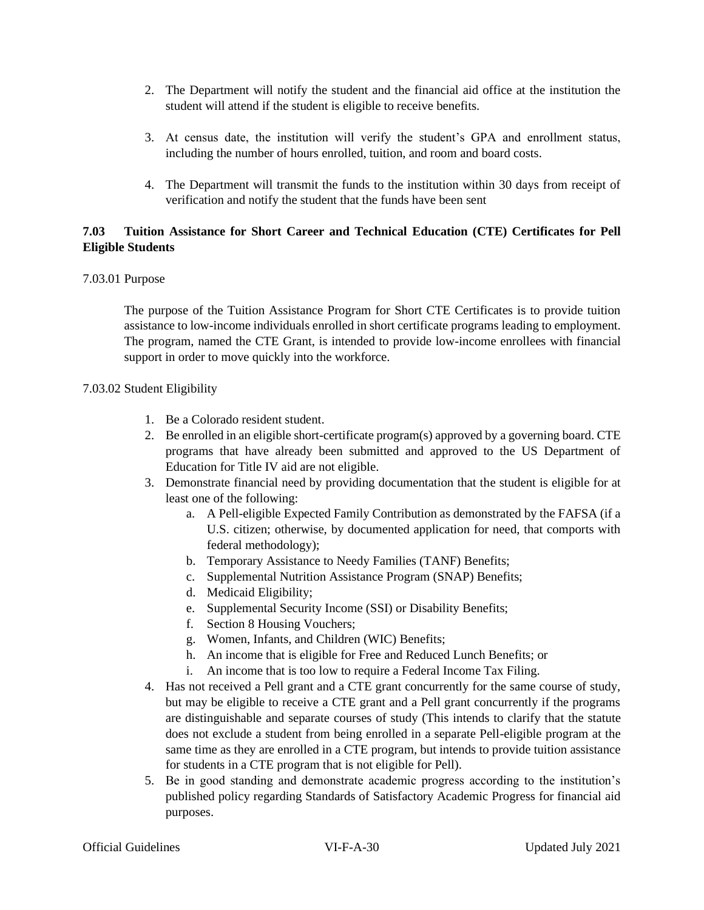2. The Department will notify the student and the financial aid office at the institution the student will attend if the student is eligible to receive benefits.

3. At census date, the institution will verify the student's GPA and enrollment status, including the number of hours enrolled, tuition, and room and board costs.

4. The Department will transmit the funds to the institution within 30 days from receipt of verification and notify the student that the funds have been sent

### 7.03 Tuition Assistance for Short Career and Technical Education (CTE) Certificates for Pell Eligible Students

7.03.01 Purpose

The purpose of the Tuition Assistance Program for Short CTE Certificates is to provide tuition assistance to low-income individuals enrolled in short certificate programs leading to employment. The program, named the CTE Grant, is intended to provide low-income enrollees with financial support in order to move quickly into the workforce.

7.03.02 Student Eligibility

1. Be a Colorado resident student.
2. Be enrolled in an eligible short-certificate program(s) approved by a governing board. CTE programs that have already been submitted and approved to the US Department of Education for Title IV aid are not eligible.
3. Demonstrate financial need by providing documentation that the student is eligible for at least one of the following:
   a. A Pell-eligible Expected Family Contribution as demonstrated by the FAFSA (if a U.S. citizen; otherwise, by documented application for need, that comports with federal methodology);
   b. Temporary Assistance to Needy Families (TANF) Benefits;
   c. Supplemental Nutrition Assistance Program (SNAP) Benefits;
   d. Medicaid Eligibility;
   e. Supplemental Security Income (SSI) or Disability Benefits;
   f. Section 8 Housing Vouchers;
   g. Women, Infants, and Children (WIC) Benefits;
   h. An income that is eligible for Free and Reduced Lunch Benefits; or
   i. An income that is too low to require a Federal Income Tax Filing.
4. Has not received a Pell grant and a CTE grant concurrently for the same course of study, but may be eligible to receive a CTE grant and a Pell grant concurrently if the programs are distinguishable and separate courses of study (This intends to clarify that the statute does not exclude a student from being enrolled in a separate Pell-eligible program at the same time as they are enrolled in a CTE program, but intends to provide tuition assistance for students in a CTE program that is not eligible for Pell).
5. Be in good standing and demonstrate academic progress according to the institution's published policy regarding Standards of Satisfactory Academic Progress for financial aid purposes.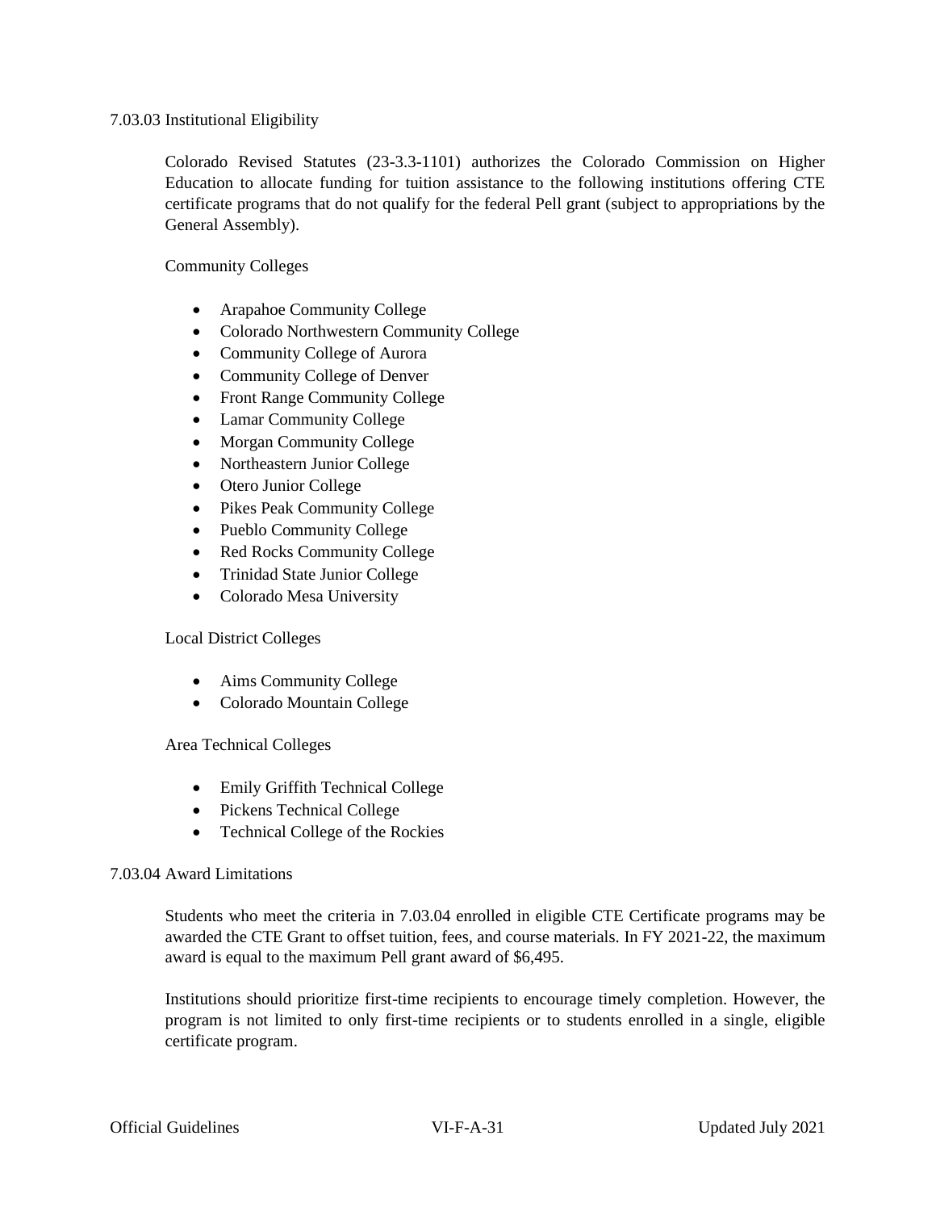### 7.03.03 Institutional Eligibility

Colorado Revised Statutes (23-3.3-1101) authorizes the Colorado Commission on Higher Education to allocate funding for tuition assistance to the following institutions offering CTE certificate programs that do not qualify for the federal Pell grant (subject to appropriations by the General Assembly).

Community Colleges

- Arapahoe Community College
- Colorado Northwestern Community College
- Community College of Aurora
- Community College of Denver
- Front Range Community College
- Lamar Community College
- Morgan Community College
- Northeastern Junior College
- Otero Junior College
- Pikes Peak Community College
- Pueblo Community College
- Red Rocks Community College
- Trinidad State Junior College
- Colorado Mesa University

Local District Colleges

- Aims Community College
- Colorado Mountain College

Area Technical Colleges

- Emily Griffith Technical College
- Pickens Technical College
- Technical College of the Rockies

### 7.03.04 Award Limitations

Students who meet the criteria in 7.03.04 enrolled in eligible CTE Certificate programs may be awarded the CTE Grant to offset tuition, fees, and course materials. In FY 2021-22, the maximum award is equal to the maximum Pell grant award of $6,495.

Institutions should prioritize first-time recipients to encourage timely completion. However, the program is not limited to only first-time recipients or to students enrolled in a single, eligible certificate program.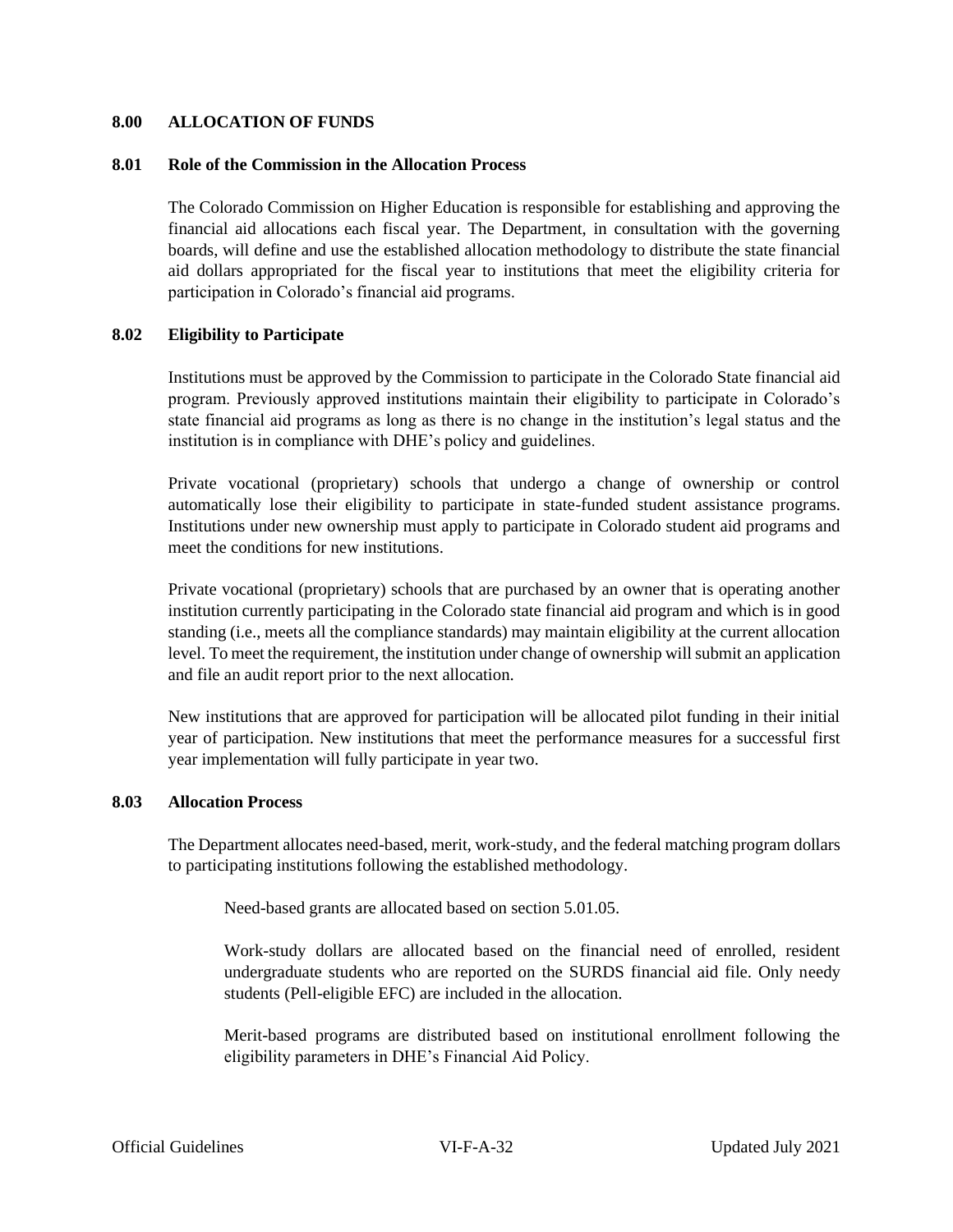## 8.00 ALLOCATION OF FUNDS

### 8.01 Role of the Commission in the Allocation Process

The Colorado Commission on Higher Education is responsible for establishing and approving the financial aid allocations each fiscal year. The Department, in consultation with the governing boards, will define and use the established allocation methodology to distribute the state financial aid dollars appropriated for the fiscal year to institutions that meet the eligibility criteria for participation in Colorado's financial aid programs.

### 8.02 Eligibility to Participate

Institutions must be approved by the Commission to participate in the Colorado State financial aid program. Previously approved institutions maintain their eligibility to participate in Colorado's state financial aid programs as long as there is no change in the institution's legal status and the institution is in compliance with DHE's policy and guidelines.

Private vocational (proprietary) schools that undergo a change of ownership or control automatically lose their eligibility to participate in state-funded student assistance programs. Institutions under new ownership must apply to participate in Colorado student aid programs and meet the conditions for new institutions.

Private vocational (proprietary) schools that are purchased by an owner that is operating another institution currently participating in the Colorado state financial aid program and which is in good standing (i.e., meets all the compliance standards) may maintain eligibility at the current allocation level. To meet the requirement, the institution under change of ownership will submit an application and file an audit report prior to the next allocation.

New institutions that are approved for participation will be allocated pilot funding in their initial year of participation. New institutions that meet the performance measures for a successful first year implementation will fully participate in year two.

### 8.03 Allocation Process

The Department allocates need-based, merit, work-study, and the federal matching program dollars to participating institutions following the established methodology.

Need-based grants are allocated based on section 5.01.05.

Work-study dollars are allocated based on the financial need of enrolled, resident undergraduate students who are reported on the SURDS financial aid file. Only needy students (Pell-eligible EFC) are included in the allocation.

Merit-based programs are distributed based on institutional enrollment following the eligibility parameters in DHE's Financial Aid Policy.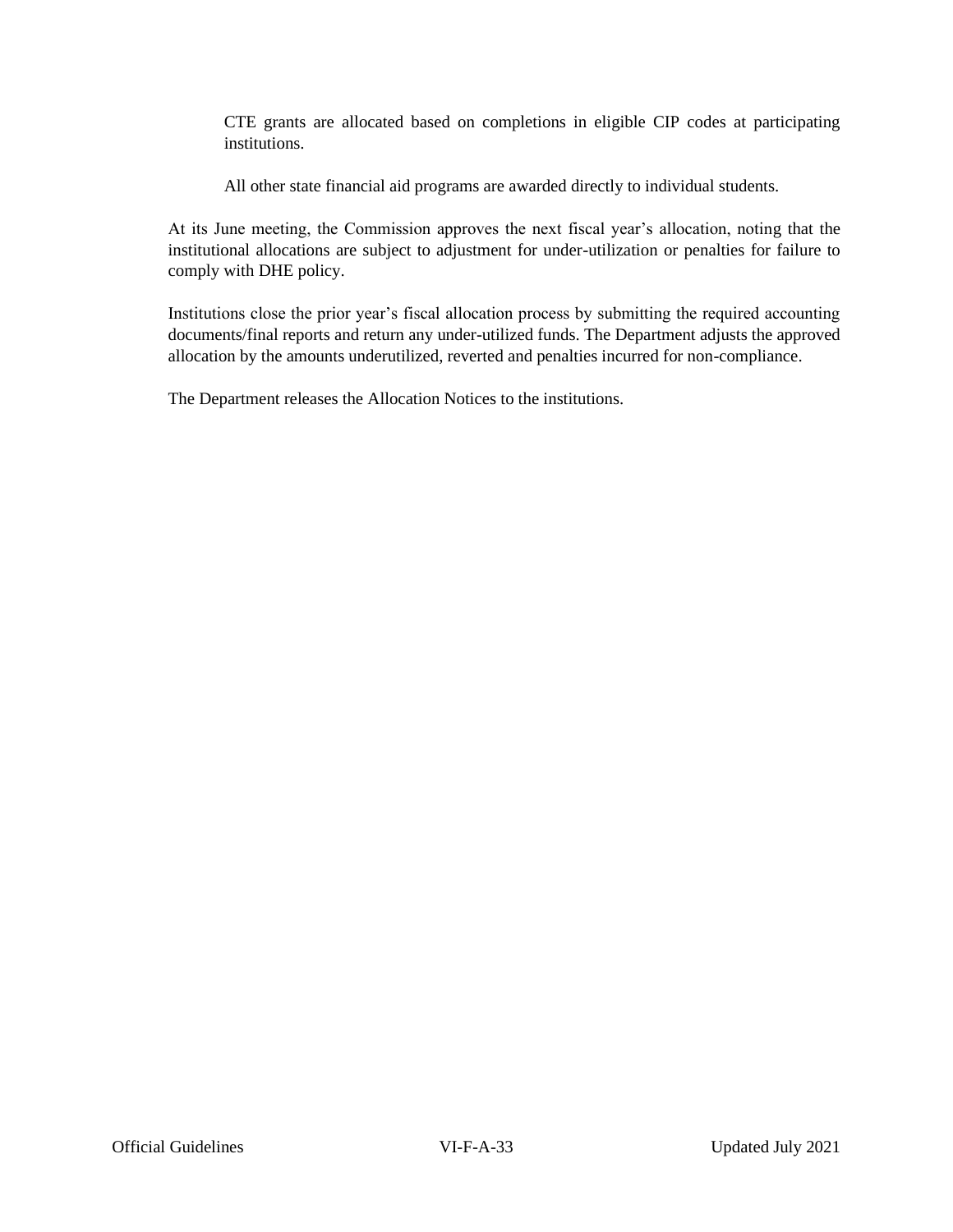CTE grants are allocated based on completions in eligible CIP codes at participating institutions.

All other state financial aid programs are awarded directly to individual students.

At its June meeting, the Commission approves the next fiscal year's allocation, noting that the institutional allocations are subject to adjustment for under-utilization or penalties for failure to comply with DHE policy.

Institutions close the prior year's fiscal allocation process by submitting the required accounting documents/final reports and return any under-utilized funds. The Department adjusts the approved allocation by the amounts underutilized, reverted and penalties incurred for non-compliance.

The Department releases the Allocation Notices to the institutions.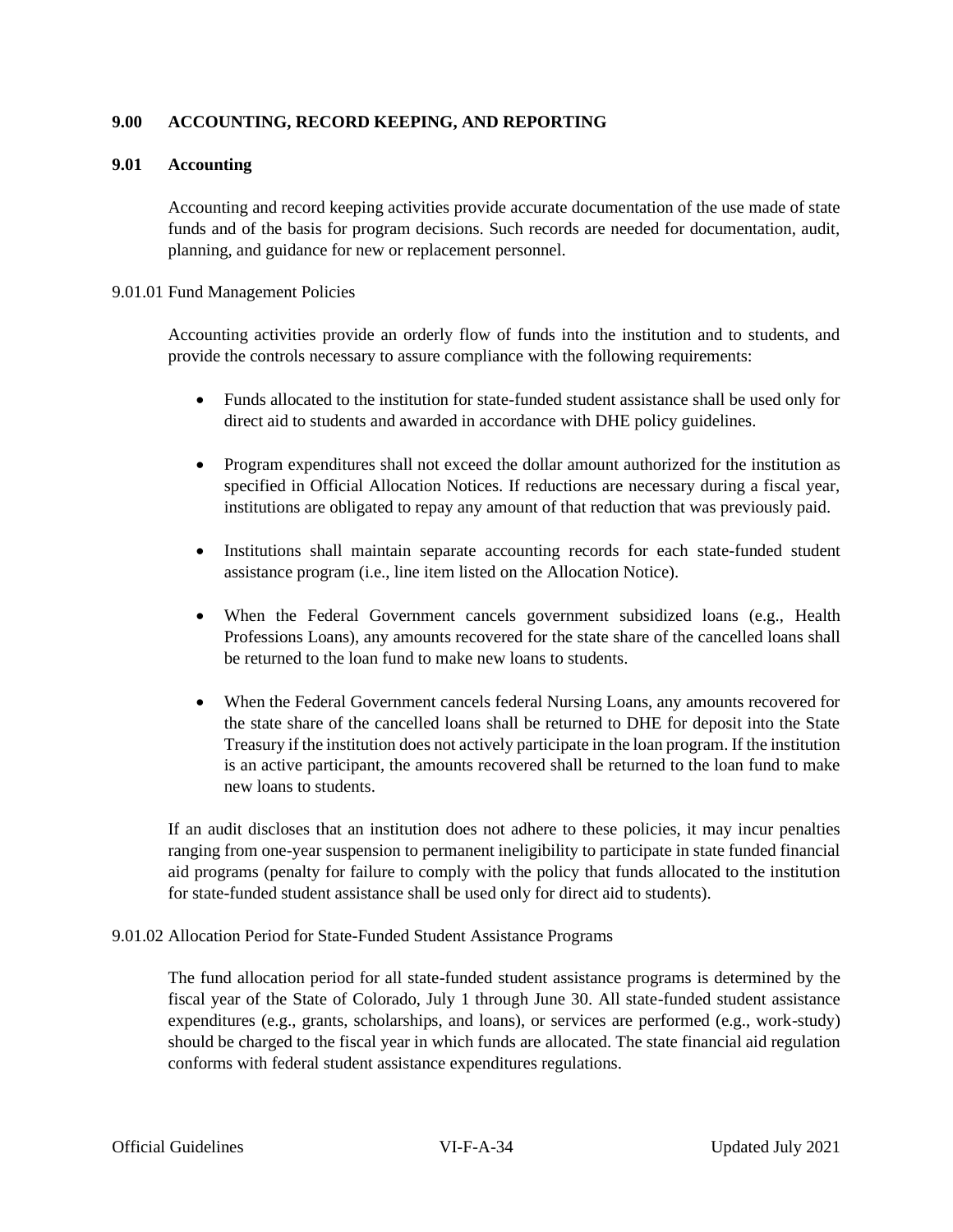## 9.00 ACCOUNTING, RECORD KEEPING, AND REPORTING

### 9.01 Accounting

Accounting and record keeping activities provide accurate documentation of the use made of state funds and of the basis for program decisions. Such records are needed for documentation, audit, planning, and guidance for new or replacement personnel.

#### 9.01.01 Fund Management Policies

Accounting activities provide an orderly flow of funds into the institution and to students, and provide the controls necessary to assure compliance with the following requirements:

- Funds allocated to the institution for state-funded student assistance shall be used only for direct aid to students and awarded in accordance with DHE policy guidelines.
- Program expenditures shall not exceed the dollar amount authorized for the institution as specified in Official Allocation Notices. If reductions are necessary during a fiscal year, institutions are obligated to repay any amount of that reduction that was previously paid.
- Institutions shall maintain separate accounting records for each state-funded student assistance program (i.e., line item listed on the Allocation Notice).
- When the Federal Government cancels government subsidized loans (e.g., Health Professions Loans), any amounts recovered for the state share of the cancelled loans shall be returned to the loan fund to make new loans to students.
- When the Federal Government cancels federal Nursing Loans, any amounts recovered for the state share of the cancelled loans shall be returned to DHE for deposit into the State Treasury if the institution does not actively participate in the loan program. If the institution is an active participant, the amounts recovered shall be returned to the loan fund to make new loans to students.

If an audit discloses that an institution does not adhere to these policies, it may incur penalties ranging from one-year suspension to permanent ineligibility to participate in state funded financial aid programs (penalty for failure to comply with the policy that funds allocated to the institution for state-funded student assistance shall be used only for direct aid to students).

#### 9.01.02 Allocation Period for State-Funded Student Assistance Programs

The fund allocation period for all state-funded student assistance programs is determined by the fiscal year of the State of Colorado, July 1 through June 30. All state-funded student assistance expenditures (e.g., grants, scholarships, and loans), or services are performed (e.g., work-study) should be charged to the fiscal year in which funds are allocated. The state financial aid regulation conforms with federal student assistance expenditures regulations.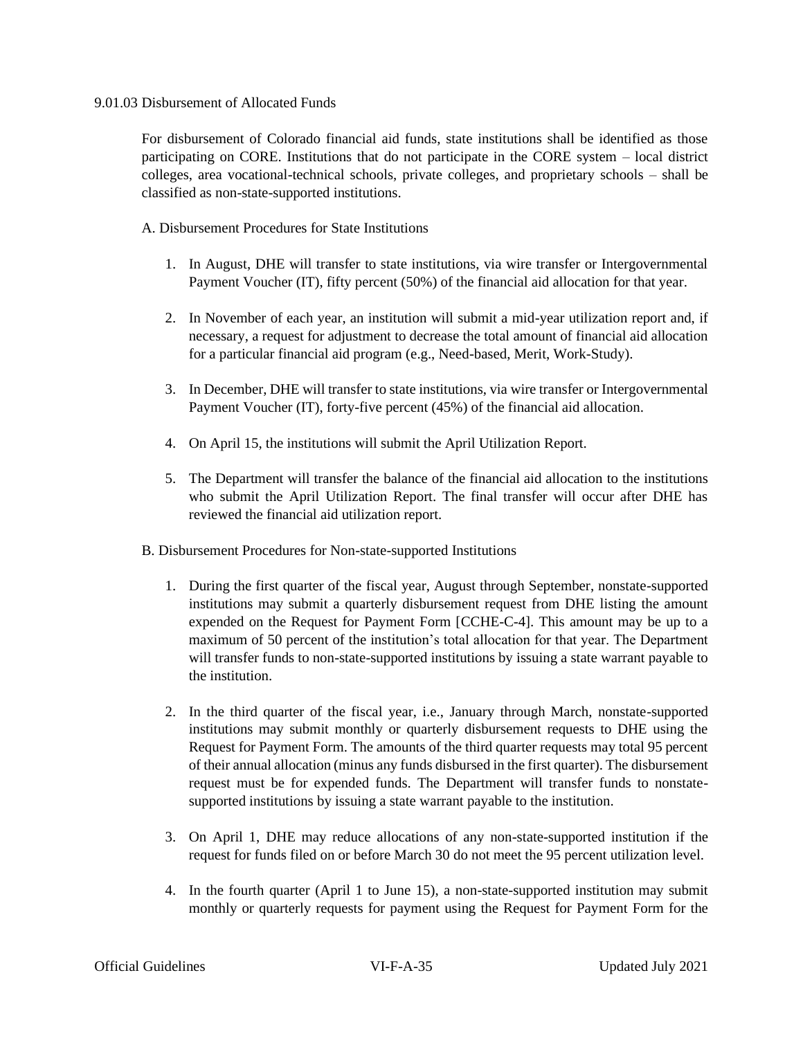### 9.01.03 Disbursement of Allocated Funds

For disbursement of Colorado financial aid funds, state institutions shall be identified as those participating on CORE. Institutions that do not participate in the CORE system – local district colleges, area vocational-technical schools, private colleges, and proprietary schools – shall be classified as non-state-supported institutions.

A. Disbursement Procedures for State Institutions

1. In August, DHE will transfer to state institutions, via wire transfer or Intergovernmental Payment Voucher (IT), fifty percent (50%) of the financial aid allocation for that year.
2. In November of each year, an institution will submit a mid-year utilization report and, if necessary, a request for adjustment to decrease the total amount of financial aid allocation for a particular financial aid program (e.g., Need-based, Merit, Work-Study).
3. In December, DHE will transfer to state institutions, via wire transfer or Intergovernmental Payment Voucher (IT), forty-five percent (45%) of the financial aid allocation.
4. On April 15, the institutions will submit the April Utilization Report.
5. The Department will transfer the balance of the financial aid allocation to the institutions who submit the April Utilization Report. The final transfer will occur after DHE has reviewed the financial aid utilization report.

B. Disbursement Procedures for Non-state-supported Institutions

1. During the first quarter of the fiscal year, August through September, nonstate-supported institutions may submit a quarterly disbursement request from DHE listing the amount expended on the Request for Payment Form [CCHE-C-4]. This amount may be up to a maximum of 50 percent of the institution's total allocation for that year. The Department will transfer funds to non-state-supported institutions by issuing a state warrant payable to the institution.
2. In the third quarter of the fiscal year, i.e., January through March, nonstate-supported institutions may submit monthly or quarterly disbursement requests to DHE using the Request for Payment Form. The amounts of the third quarter requests may total 95 percent of their annual allocation (minus any funds disbursed in the first quarter). The disbursement request must be for expended funds. The Department will transfer funds to nonstate-supported institutions by issuing a state warrant payable to the institution.
3. On April 1, DHE may reduce allocations of any non-state-supported institution if the request for funds filed on or before March 30 do not meet the 95 percent utilization level.
4. In the fourth quarter (April 1 to June 15), a non-state-supported institution may submit monthly or quarterly requests for payment using the Request for Payment Form for the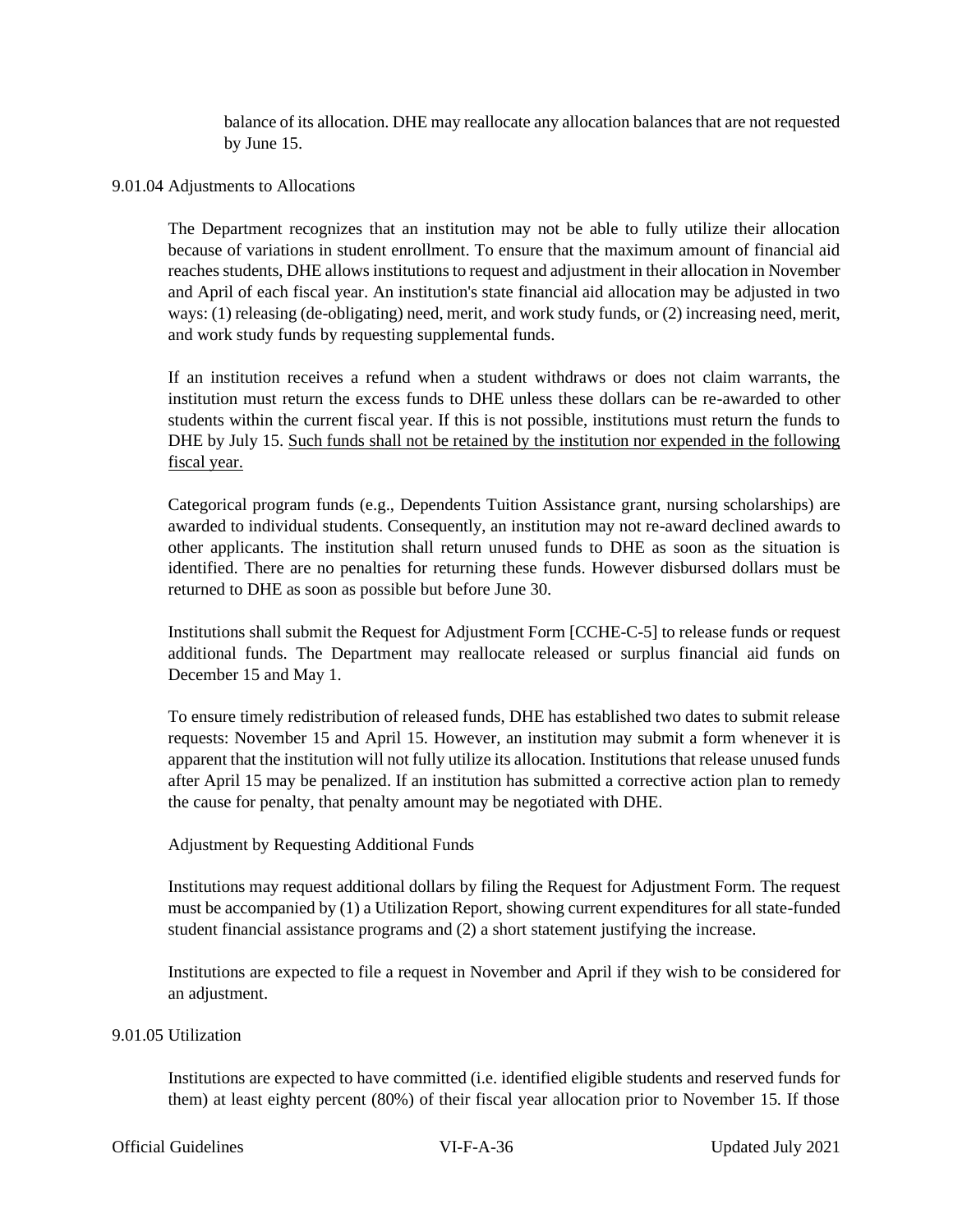balance of its allocation. DHE may reallocate any allocation balances that are not requested by June 15.

9.01.04 Adjustments to Allocations

The Department recognizes that an institution may not be able to fully utilize their allocation because of variations in student enrollment. To ensure that the maximum amount of financial aid reaches students, DHE allows institutions to request and adjustment in their allocation in November and April of each fiscal year. An institution's state financial aid allocation may be adjusted in two ways: (1) releasing (de-obligating) need, merit, and work study funds, or (2) increasing need, merit, and work study funds by requesting supplemental funds.

If an institution receives a refund when a student withdraws or does not claim warrants, the institution must return the excess funds to DHE unless these dollars can be re-awarded to other students within the current fiscal year. If this is not possible, institutions must return the funds to DHE by July 15. <u>Such funds shall not be retained by the institution nor expended in the following fiscal year.</u>

Categorical program funds (e.g., Dependents Tuition Assistance grant, nursing scholarships) are awarded to individual students. Consequently, an institution may not re-award declined awards to other applicants. The institution shall return unused funds to DHE as soon as the situation is identified. There are no penalties for returning these funds. However disbursed dollars must be returned to DHE as soon as possible but before June 30.

Institutions shall submit the Request for Adjustment Form [CCHE-C-5] to release funds or request additional funds. The Department may reallocate released or surplus financial aid funds on December 15 and May 1.

To ensure timely redistribution of released funds, DHE has established two dates to submit release requests: November 15 and April 15. However, an institution may submit a form whenever it is apparent that the institution will not fully utilize its allocation. Institutions that release unused funds after April 15 may be penalized. If an institution has submitted a corrective action plan to remedy the cause for penalty, that penalty amount may be negotiated with DHE.

Adjustment by Requesting Additional Funds

Institutions may request additional dollars by filing the Request for Adjustment Form. The request must be accompanied by (1) a Utilization Report, showing current expenditures for all state-funded student financial assistance programs and (2) a short statement justifying the increase.

Institutions are expected to file a request in November and April if they wish to be considered for an adjustment.

9.01.05 Utilization

Institutions are expected to have committed (i.e. identified eligible students and reserved funds for them) at least eighty percent (80%) of their fiscal year allocation prior to November 15. If those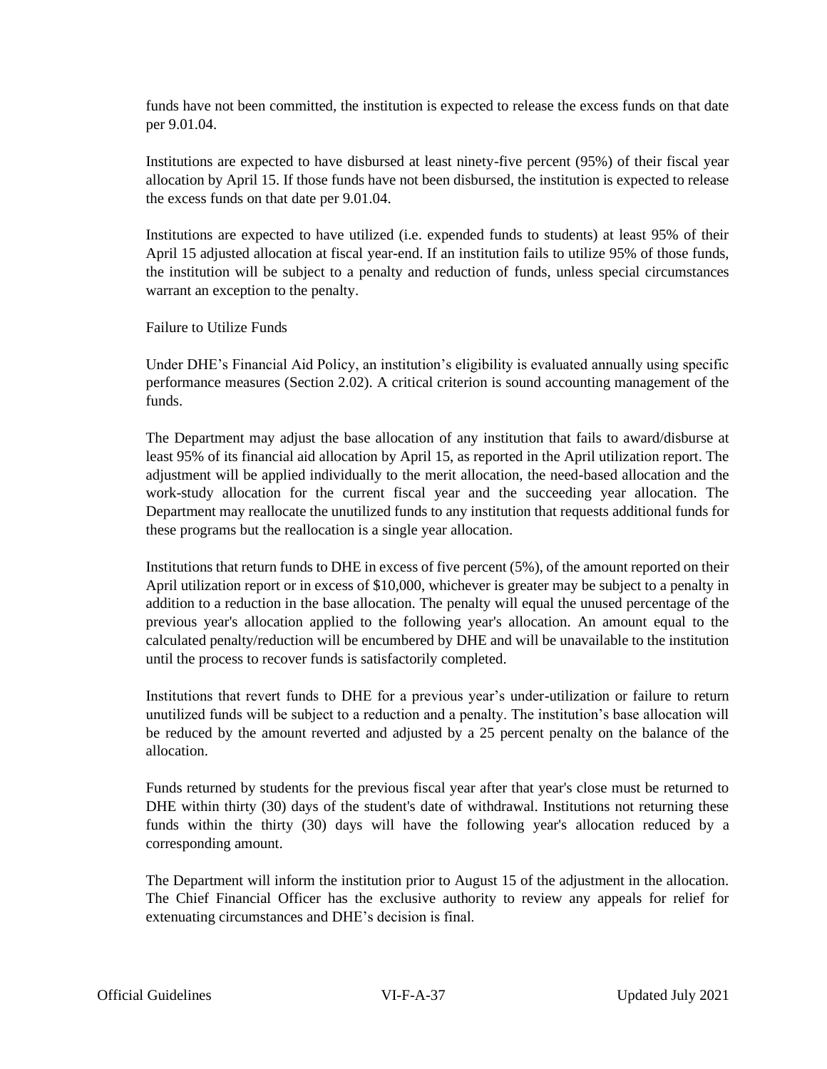funds have not been committed, the institution is expected to release the excess funds on that date per 9.01.04.

Institutions are expected to have disbursed at least ninety-five percent (95%) of their fiscal year allocation by April 15. If those funds have not been disbursed, the institution is expected to release the excess funds on that date per 9.01.04.

Institutions are expected to have utilized (i.e. expended funds to students) at least 95% of their April 15 adjusted allocation at fiscal year-end. If an institution fails to utilize 95% of those funds, the institution will be subject to a penalty and reduction of funds, unless special circumstances warrant an exception to the penalty.

Failure to Utilize Funds

Under DHE's Financial Aid Policy, an institution's eligibility is evaluated annually using specific performance measures (Section 2.02). A critical criterion is sound accounting management of the funds.

The Department may adjust the base allocation of any institution that fails to award/disburse at least 95% of its financial aid allocation by April 15, as reported in the April utilization report. The adjustment will be applied individually to the merit allocation, the need-based allocation and the work-study allocation for the current fiscal year and the succeeding year allocation. The Department may reallocate the unutilized funds to any institution that requests additional funds for these programs but the reallocation is a single year allocation.

Institutions that return funds to DHE in excess of five percent (5%), of the amount reported on their April utilization report or in excess of $10,000, whichever is greater may be subject to a penalty in addition to a reduction in the base allocation. The penalty will equal the unused percentage of the previous year's allocation applied to the following year's allocation. An amount equal to the calculated penalty/reduction will be encumbered by DHE and will be unavailable to the institution until the process to recover funds is satisfactorily completed.

Institutions that revert funds to DHE for a previous year's under-utilization or failure to return unutilized funds will be subject to a reduction and a penalty. The institution's base allocation will be reduced by the amount reverted and adjusted by a 25 percent penalty on the balance of the allocation.

Funds returned by students for the previous fiscal year after that year's close must be returned to DHE within thirty (30) days of the student's date of withdrawal. Institutions not returning these funds within the thirty (30) days will have the following year's allocation reduced by a corresponding amount.

The Department will inform the institution prior to August 15 of the adjustment in the allocation. The Chief Financial Officer has the exclusive authority to review any appeals for relief for extenuating circumstances and DHE's decision is final.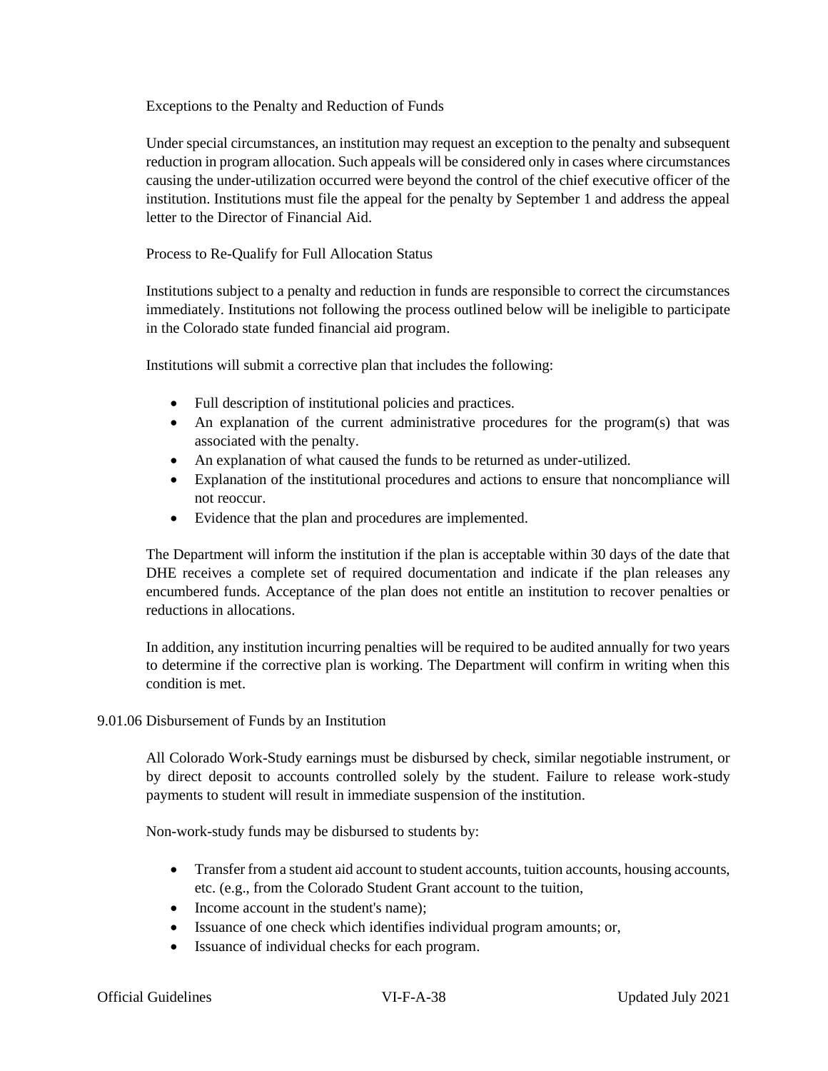#### Exceptions to the Penalty and Reduction of Funds

Under special circumstances, an institution may request an exception to the penalty and subsequent reduction in program allocation. Such appeals will be considered only in cases where circumstances causing the under-utilization occurred were beyond the control of the chief executive officer of the institution. Institutions must file the appeal for the penalty by September 1 and address the appeal letter to the Director of Financial Aid.

#### Process to Re-Qualify for Full Allocation Status

Institutions subject to a penalty and reduction in funds are responsible to correct the circumstances immediately. Institutions not following the process outlined below will be ineligible to participate in the Colorado state funded financial aid program.

Institutions will submit a corrective plan that includes the following:

- Full description of institutional policies and practices.
- An explanation of the current administrative procedures for the program(s) that was associated with the penalty.
- An explanation of what caused the funds to be returned as under-utilized.
- Explanation of the institutional procedures and actions to ensure that noncompliance will not reoccur.
- Evidence that the plan and procedures are implemented.

The Department will inform the institution if the plan is acceptable within 30 days of the date that DHE receives a complete set of required documentation and indicate if the plan releases any encumbered funds. Acceptance of the plan does not entitle an institution to recover penalties or reductions in allocations.

In addition, any institution incurring penalties will be required to be audited annually for two years to determine if the corrective plan is working. The Department will confirm in writing when this condition is met.

### 9.01.06 Disbursement of Funds by an Institution

All Colorado Work-Study earnings must be disbursed by check, similar negotiable instrument, or by direct deposit to accounts controlled solely by the student. Failure to release work-study payments to student will result in immediate suspension of the institution.

Non-work-study funds may be disbursed to students by:

- Transfer from a student aid account to student accounts, tuition accounts, housing accounts, etc. (e.g., from the Colorado Student Grant account to the tuition,
- Income account in the student's name);
- Issuance of one check which identifies individual program amounts; or,
- Issuance of individual checks for each program.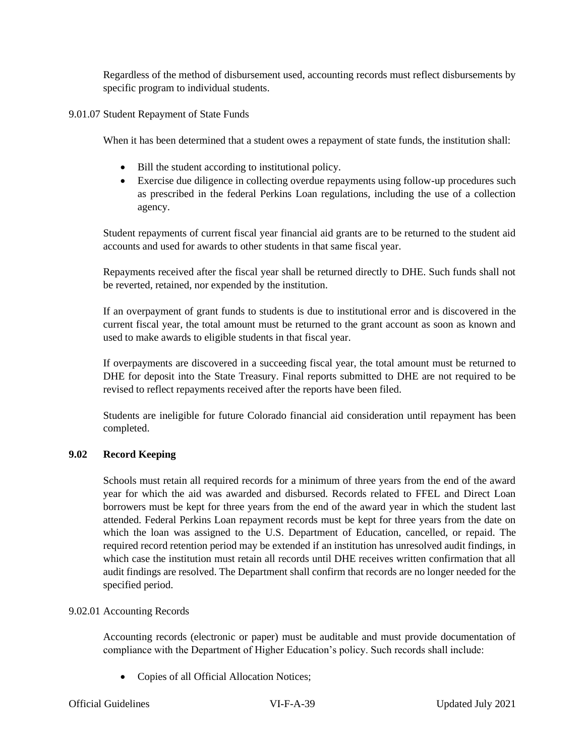Regardless of the method of disbursement used, accounting records must reflect disbursements by specific program to individual students.

9.01.07 Student Repayment of State Funds

When it has been determined that a student owes a repayment of state funds, the institution shall:

- Bill the student according to institutional policy.
- Exercise due diligence in collecting overdue repayments using follow-up procedures such as prescribed in the federal Perkins Loan regulations, including the use of a collection agency.

Student repayments of current fiscal year financial aid grants are to be returned to the student aid accounts and used for awards to other students in that same fiscal year.

Repayments received after the fiscal year shall be returned directly to DHE. Such funds shall not be reverted, retained, nor expended by the institution.

If an overpayment of grant funds to students is due to institutional error and is discovered in the current fiscal year, the total amount must be returned to the grant account as soon as known and used to make awards to eligible students in that fiscal year.

If overpayments are discovered in a succeeding fiscal year, the total amount must be returned to DHE for deposit into the State Treasury. Final reports submitted to DHE are not required to be revised to reflect repayments received after the reports have been filed.

Students are ineligible for future Colorado financial aid consideration until repayment has been completed.

## 9.02 Record Keeping

Schools must retain all required records for a minimum of three years from the end of the award year for which the aid was awarded and disbursed. Records related to FFEL and Direct Loan borrowers must be kept for three years from the end of the award year in which the student last attended. Federal Perkins Loan repayment records must be kept for three years from the date on which the loan was assigned to the U.S. Department of Education, cancelled, or repaid. The required record retention period may be extended if an institution has unresolved audit findings, in which case the institution must retain all records until DHE receives written confirmation that all audit findings are resolved. The Department shall confirm that records are no longer needed for the specified period.

9.02.01 Accounting Records

Accounting records (electronic or paper) must be auditable and must provide documentation of compliance with the Department of Higher Education's policy. Such records shall include:

- Copies of all Official Allocation Notices;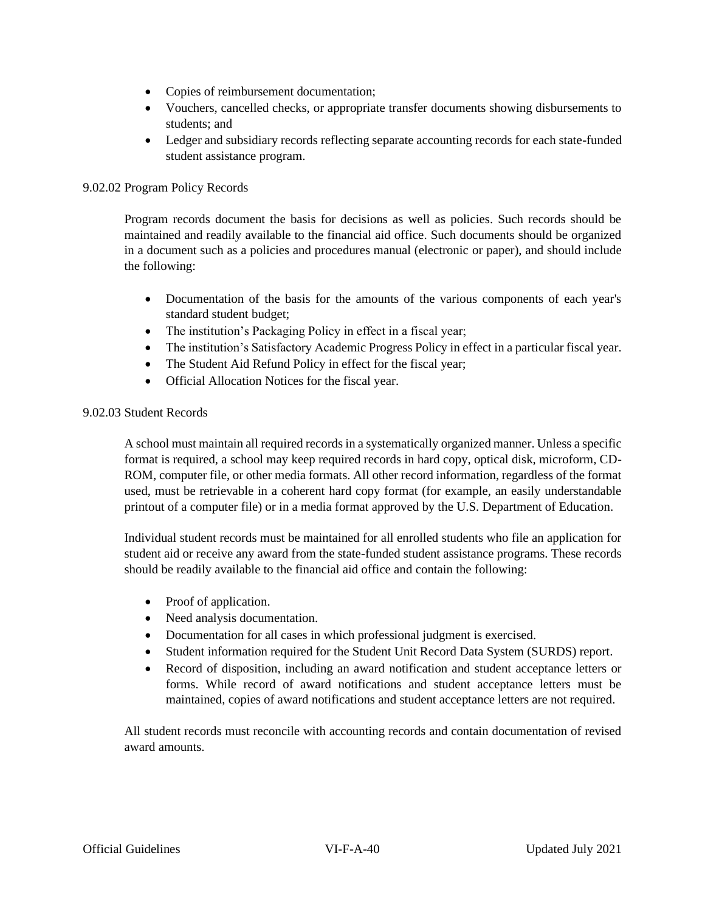- Copies of reimbursement documentation;
- Vouchers, cancelled checks, or appropriate transfer documents showing disbursements to students; and
- Ledger and subsidiary records reflecting separate accounting records for each state-funded student assistance program.

9.02.02 Program Policy Records

Program records document the basis for decisions as well as policies. Such records should be maintained and readily available to the financial aid office. Such documents should be organized in a document such as a policies and procedures manual (electronic or paper), and should include the following:

- Documentation of the basis for the amounts of the various components of each year's standard student budget;
- The institution's Packaging Policy in effect in a fiscal year;
- The institution's Satisfactory Academic Progress Policy in effect in a particular fiscal year.
- The Student Aid Refund Policy in effect for the fiscal year;
- Official Allocation Notices for the fiscal year.

9.02.03 Student Records

A school must maintain all required records in a systematically organized manner. Unless a specific format is required, a school may keep required records in hard copy, optical disk, microform, CD-ROM, computer file, or other media formats. All other record information, regardless of the format used, must be retrievable in a coherent hard copy format (for example, an easily understandable printout of a computer file) or in a media format approved by the U.S. Department of Education.

Individual student records must be maintained for all enrolled students who file an application for student aid or receive any award from the state-funded student assistance programs. These records should be readily available to the financial aid office and contain the following:

- Proof of application.
- Need analysis documentation.
- Documentation for all cases in which professional judgment is exercised.
- Student information required for the Student Unit Record Data System (SURDS) report.
- Record of disposition, including an award notification and student acceptance letters or forms. While record of award notifications and student acceptance letters must be maintained, copies of award notifications and student acceptance letters are not required.

All student records must reconcile with accounting records and contain documentation of revised award amounts.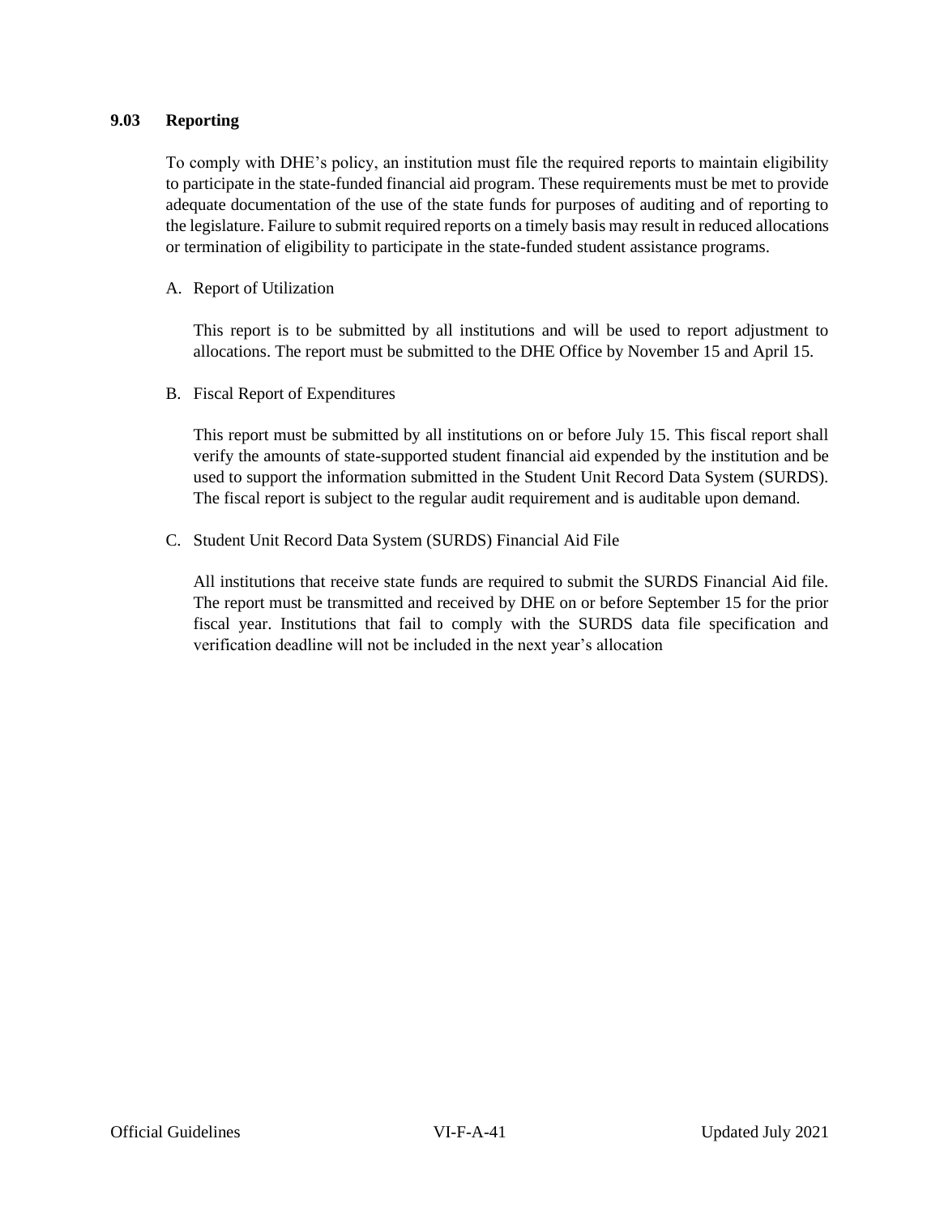### 9.03 Reporting

To comply with DHE's policy, an institution must file the required reports to maintain eligibility to participate in the state-funded financial aid program. These requirements must be met to provide adequate documentation of the use of the state funds for purposes of auditing and of reporting to the legislature. Failure to submit required reports on a timely basis may result in reduced allocations or termination of eligibility to participate in the state-funded student assistance programs.

A. Report of Utilization

This report is to be submitted by all institutions and will be used to report adjustment to allocations. The report must be submitted to the DHE Office by November 15 and April 15.

B. Fiscal Report of Expenditures

This report must be submitted by all institutions on or before July 15. This fiscal report shall verify the amounts of state-supported student financial aid expended by the institution and be used to support the information submitted in the Student Unit Record Data System (SURDS). The fiscal report is subject to the regular audit requirement and is auditable upon demand.

C. Student Unit Record Data System (SURDS) Financial Aid File

All institutions that receive state funds are required to submit the SURDS Financial Aid file. The report must be transmitted and received by DHE on or before September 15 for the prior fiscal year. Institutions that fail to comply with the SURDS data file specification and verification deadline will not be included in the next year's allocation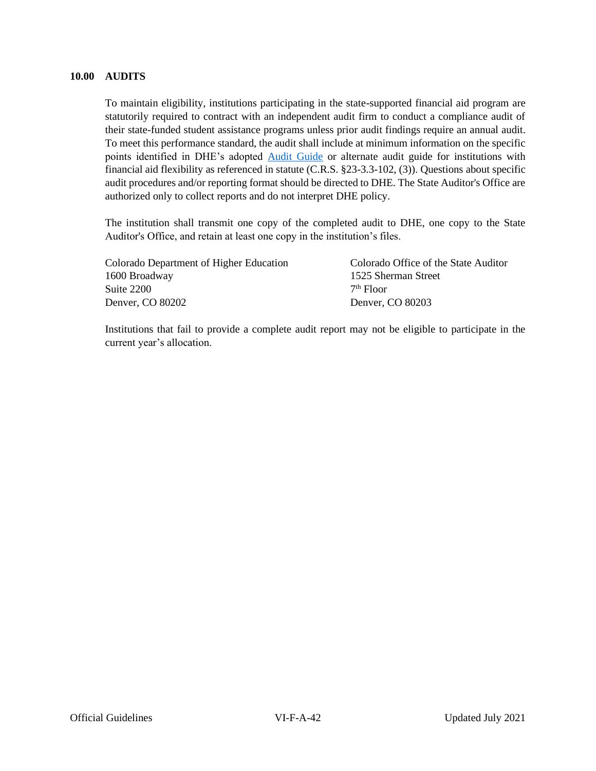## 10.00 AUDITS

To maintain eligibility, institutions participating in the state-supported financial aid program are statutorily required to contract with an independent audit firm to conduct a compliance audit of their state-funded student assistance programs unless prior audit findings require an annual audit. To meet this performance standard, the audit shall include at minimum information on the specific points identified in DHE's adopted Audit Guide or alternate audit guide for institutions with financial aid flexibility as referenced in statute (C.R.S. §23-3.3-102, (3)). Questions about specific audit procedures and/or reporting format should be directed to DHE. The State Auditor's Office are authorized only to collect reports and do not interpret DHE policy.

The institution shall transmit one copy of the completed audit to DHE, one copy to the State Auditor's Office, and retain at least one copy in the institution's files.

Colorado Department of Higher Education
1600 Broadway
Suite 2200
Denver, CO 80202

Colorado Office of the State Auditor
1525 Sherman Street
7th Floor
Denver, CO 80203

Institutions that fail to provide a complete audit report may not be eligible to participate in the current year's allocation.